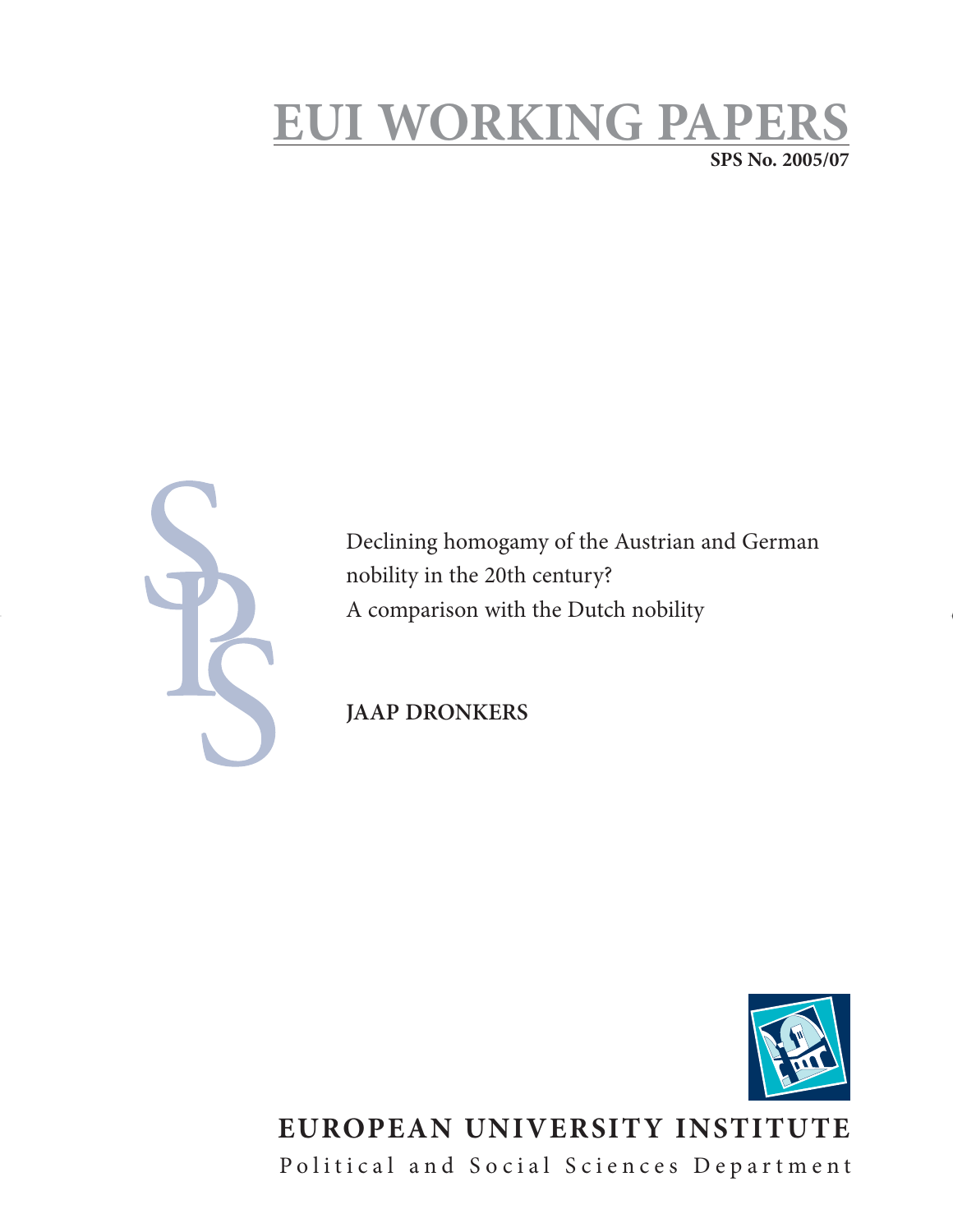# EUI WORKING PAPERS

**SPS No. 2005/07**

Declining homogamy of the Austrian and German nobility in the 20th century?
A comparison with the Dutch nobility

**JAAP DRONKERS**

**EUROPEAN UNIVERSITY INSTITUTE**

Political and Social Sciences Department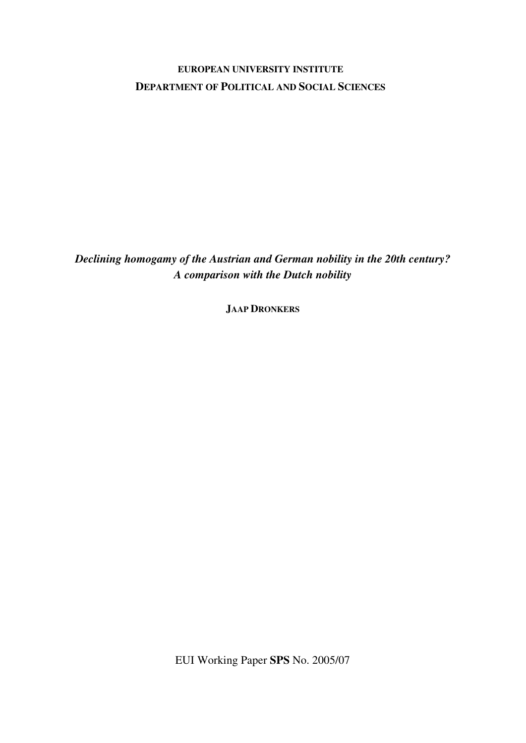**EUROPEAN UNIVERSITY INSTITUTE**
**DEPARTMENT OF POLITICAL AND SOCIAL SCIENCES**

***Declining homogamy of the Austrian and German nobility in the 20th century? A comparison with the Dutch nobility***

**JAAP DRONKERS**

EUI Working Paper **SPS** No. 2005/07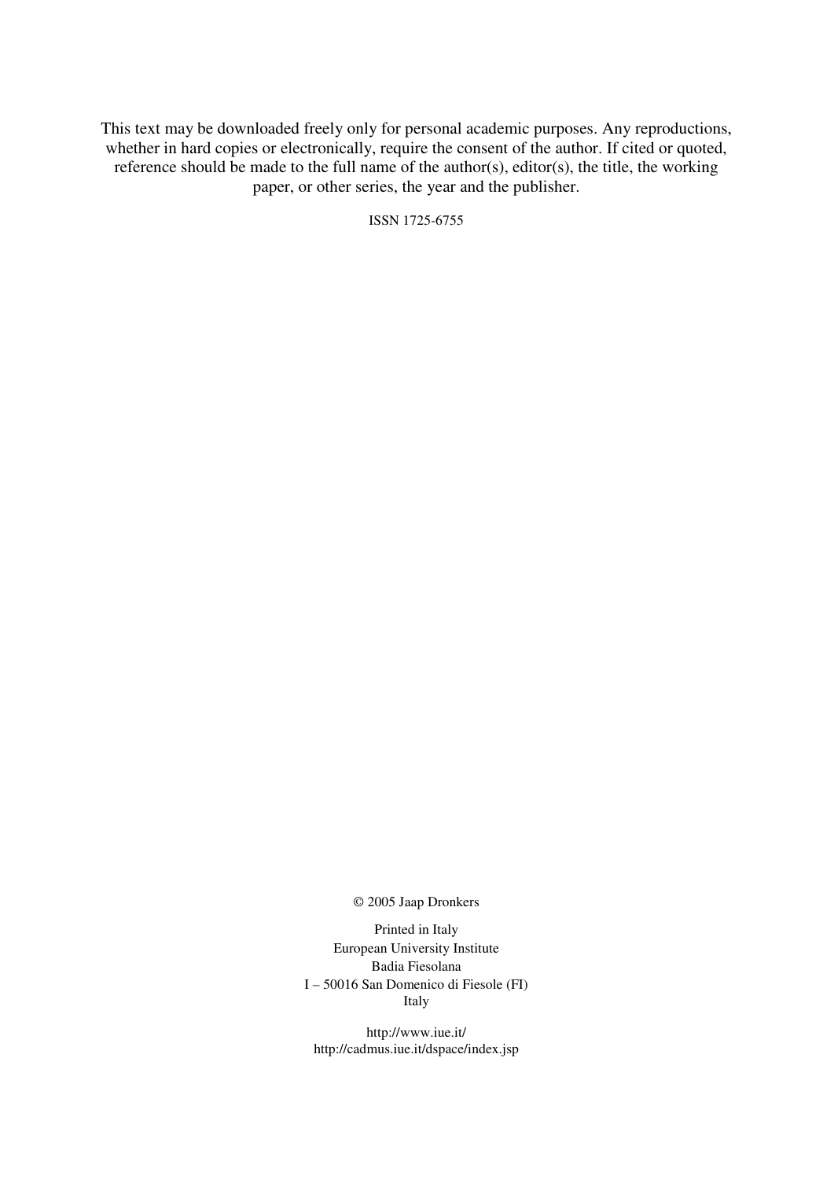This text may be downloaded freely only for personal academic purposes. Any reproductions, whether in hard copies or electronically, require the consent of the author. If cited or quoted, reference should be made to the full name of the author(s), editor(s), the title, the working paper, or other series, the year and the publisher.

ISSN 1725-6755

© 2005 Jaap Dronkers

Printed in Italy
European University Institute
Badia Fiesolana
I – 50016 San Domenico di Fiesole (FI)
Italy

http://www.iue.it/
http://cadmus.iue.it/dspace/index.jsp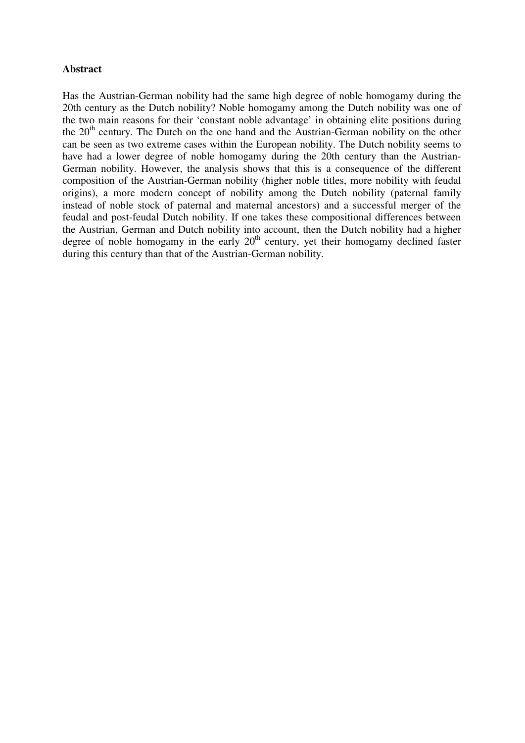**Abstract**

Has the Austrian-German nobility had the same high degree of noble homogamy during the 20th century as the Dutch nobility? Noble homogamy among the Dutch nobility was one of the two main reasons for their 'constant noble advantage' in obtaining elite positions during the $20^{th}$ century. The Dutch on the one hand and the Austrian-German nobility on the other can be seen as two extreme cases within the European nobility. The Dutch nobility seems to have had a lower degree of noble homogamy during the 20th century than the Austrian-German nobility. However, the analysis shows that this is a consequence of the different composition of the Austrian-German nobility (higher noble titles, more nobility with feudal origins), a more modern concept of nobility among the Dutch nobility (paternal family instead of noble stock of paternal and maternal ancestors) and a successful merger of the feudal and post-feudal Dutch nobility. If one takes these compositional differences between the Austrian, German and Dutch nobility into account, then the Dutch nobility had a higher degree of noble homogamy in the early $20^{th}$ century, yet their homogamy declined faster during this century than that of the Austrian-German nobility.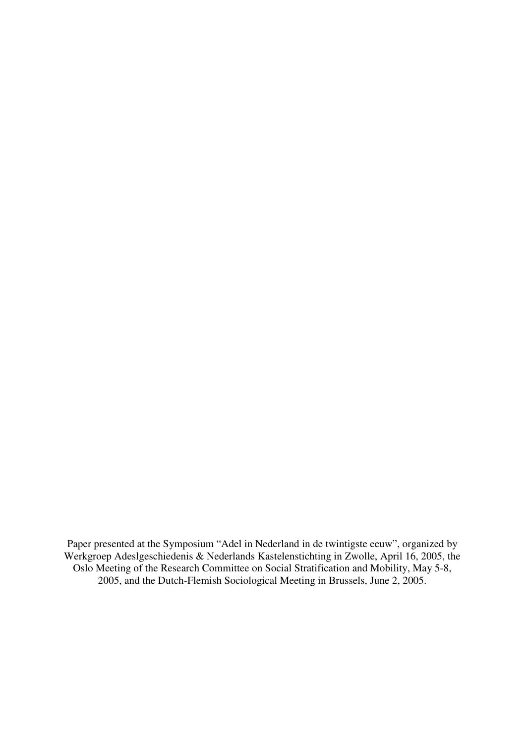Paper presented at the Symposium "Adel in Nederland in de twintigste eeuw", organized by Werkgroep Adeslgeschiedenis & Nederlands Kastelenstichting in Zwolle, April 16, 2005, the Oslo Meeting of the Research Committee on Social Stratification and Mobility, May 5-8, 2005, and the Dutch-Flemish Sociological Meeting in Brussels, June 2, 2005.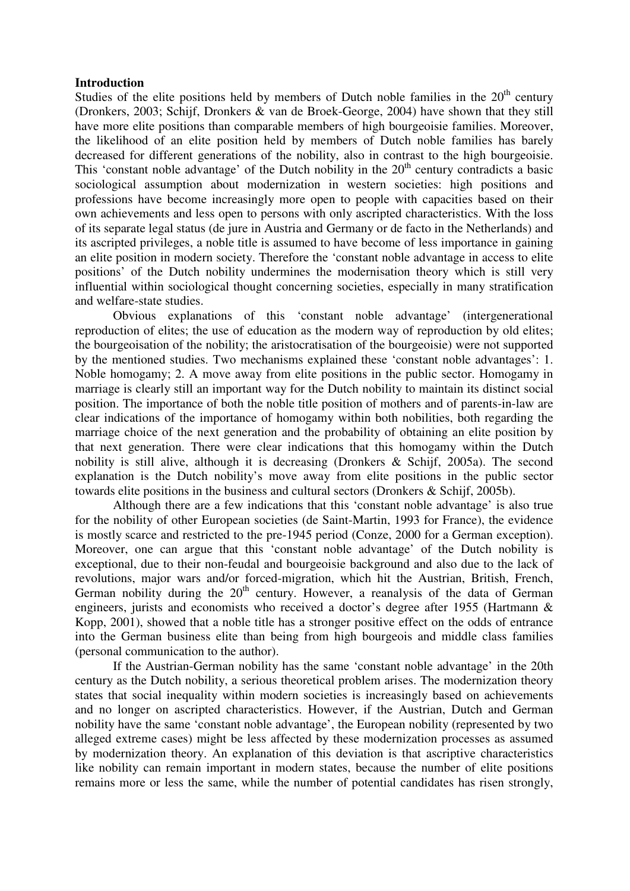## Introduction

Studies of the elite positions held by members of Dutch noble families in the 20th century (Dronkers, 2003; Schijf, Dronkers & van de Broek-George, 2004) have shown that they still have more elite positions than comparable members of high bourgeoisie families. Moreover, the likelihood of an elite position held by members of Dutch noble families has barely decreased for different generations of the nobility, also in contrast to the high bourgeoisie. This 'constant noble advantage' of the Dutch nobility in the 20th century contradicts a basic sociological assumption about modernization in western societies: high positions and professions have become increasingly more open to people with capacities based on their own achievements and less open to persons with only ascripted characteristics. With the loss of its separate legal status (de jure in Austria and Germany or de facto in the Netherlands) and its ascripted privileges, a noble title is assumed to have become of less importance in gaining an elite position in modern society. Therefore the 'constant noble advantage in access to elite positions' of the Dutch nobility undermines the modernisation theory which is still very influential within sociological thought concerning societies, especially in many stratification and welfare-state studies.

Obvious explanations of this 'constant noble advantage' (intergenerational reproduction of elites; the use of education as the modern way of reproduction by old elites; the bourgeoisation of the nobility; the aristocratisation of the bourgeoisie) were not supported by the mentioned studies. Two mechanisms explained these 'constant noble advantages': 1. Noble homogamy; 2. A move away from elite positions in the public sector. Homogamy in marriage is clearly still an important way for the Dutch nobility to maintain its distinct social position. The importance of both the noble title position of mothers and of parents-in-law are clear indications of the importance of homogamy within both nobilities, both regarding the marriage choice of the next generation and the probability of obtaining an elite position by that next generation. There were clear indications that this homogamy within the Dutch nobility is still alive, although it is decreasing (Dronkers & Schijf, 2005a). The second explanation is the Dutch nobility's move away from elite positions in the public sector towards elite positions in the business and cultural sectors (Dronkers & Schijf, 2005b).

Although there are a few indications that this 'constant noble advantage' is also true for the nobility of other European societies (de Saint-Martin, 1993 for France), the evidence is mostly scarce and restricted to the pre-1945 period (Conze, 2000 for a German exception). Moreover, one can argue that this 'constant noble advantage' of the Dutch nobility is exceptional, due to their non-feudal and bourgeoisie background and also due to the lack of revolutions, major wars and/or forced-migration, which hit the Austrian, British, French, German nobility during the 20th century. However, a reanalysis of the data of German engineers, jurists and economists who received a doctor's degree after 1955 (Hartmann & Kopp, 2001), showed that a noble title has a stronger positive effect on the odds of entrance into the German business elite than being from high bourgeois and middle class families (personal communication to the author).

If the Austrian-German nobility has the same 'constant noble advantage' in the 20th century as the Dutch nobility, a serious theoretical problem arises. The modernization theory states that social inequality within modern societies is increasingly based on achievements and no longer on ascripted characteristics. However, if the Austrian, Dutch and German nobility have the same 'constant noble advantage', the European nobility (represented by two alleged extreme cases) might be less affected by these modernization processes as assumed by modernization theory. An explanation of this deviation is that ascriptive characteristics like nobility can remain important in modern states, because the number of elite positions remains more or less the same, while the number of potential candidates has risen strongly,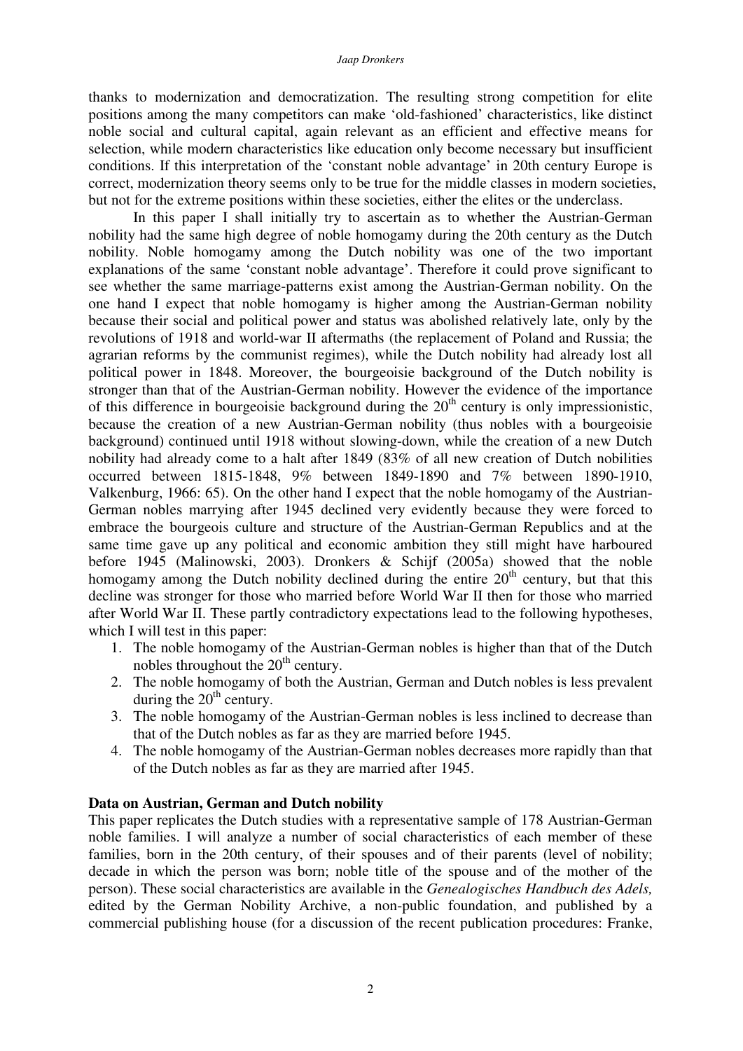thanks to modernization and democratization. The resulting strong competition for elite positions among the many competitors can make 'old-fashioned' characteristics, like distinct noble social and cultural capital, again relevant as an efficient and effective means for selection, while modern characteristics like education only become necessary but insufficient conditions. If this interpretation of the 'constant noble advantage' in 20th century Europe is correct, modernization theory seems only to be true for the middle classes in modern societies, but not for the extreme positions within these societies, either the elites or the underclass.

In this paper I shall initially try to ascertain as to whether the Austrian-German nobility had the same high degree of noble homogamy during the 20th century as the Dutch nobility. Noble homogamy among the Dutch nobility was one of the two important explanations of the same 'constant noble advantage'. Therefore it could prove significant to see whether the same marriage-patterns exist among the Austrian-German nobility. On the one hand I expect that noble homogamy is higher among the Austrian-German nobility because their social and political power and status was abolished relatively late, only by the revolutions of 1918 and world-war II aftermaths (the replacement of Poland and Russia; the agrarian reforms by the communist regimes), while the Dutch nobility had already lost all political power in 1848. Moreover, the bourgeoisie background of the Dutch nobility is stronger than that of the Austrian-German nobility. However the evidence of the importance of this difference in bourgeoisie background during the 20th century is only impressionistic, because the creation of a new Austrian-German nobility (thus nobles with a bourgeoisie background) continued until 1918 without slowing-down, while the creation of a new Dutch nobility had already come to a halt after 1849 (83% of all new creation of Dutch nobilities occurred between 1815-1848, 9% between 1849-1890 and 7% between 1890-1910, Valkenburg, 1966: 65). On the other hand I expect that the noble homogamy of the Austrian-German nobles marrying after 1945 declined very evidently because they were forced to embrace the bourgeois culture and structure of the Austrian-German Republics and at the same time gave up any political and economic ambition they still might have harboured before 1945 (Malinowski, 2003). Dronkers & Schijf (2005a) showed that the noble homogamy among the Dutch nobility declined during the entire 20th century, but that this decline was stronger for those who married before World War II then for those who married after World War II. These partly contradictory expectations lead to the following hypotheses, which I will test in this paper:

1. The noble homogamy of the Austrian-German nobles is higher than that of the Dutch nobles throughout the 20th century.
2. The noble homogamy of both the Austrian, German and Dutch nobles is less prevalent during the 20th century.
3. The noble homogamy of the Austrian-German nobles is less inclined to decrease than that of the Dutch nobles as far as they are married before 1945.
4. The noble homogamy of the Austrian-German nobles decreases more rapidly than that of the Dutch nobles as far as they are married after 1945.

**Data on Austrian, German and Dutch nobility**

This paper replicates the Dutch studies with a representative sample of 178 Austrian-German noble families. I will analyze a number of social characteristics of each member of these families, born in the 20th century, of their spouses and of their parents (level of nobility; decade in which the person was born; noble title of the spouse and of the mother of the person). These social characteristics are available in the *Genealogisches Handbuch des Adels,* edited by the German Nobility Archive, a non-public foundation, and published by a commercial publishing house (for a discussion of the recent publication procedures: Franke,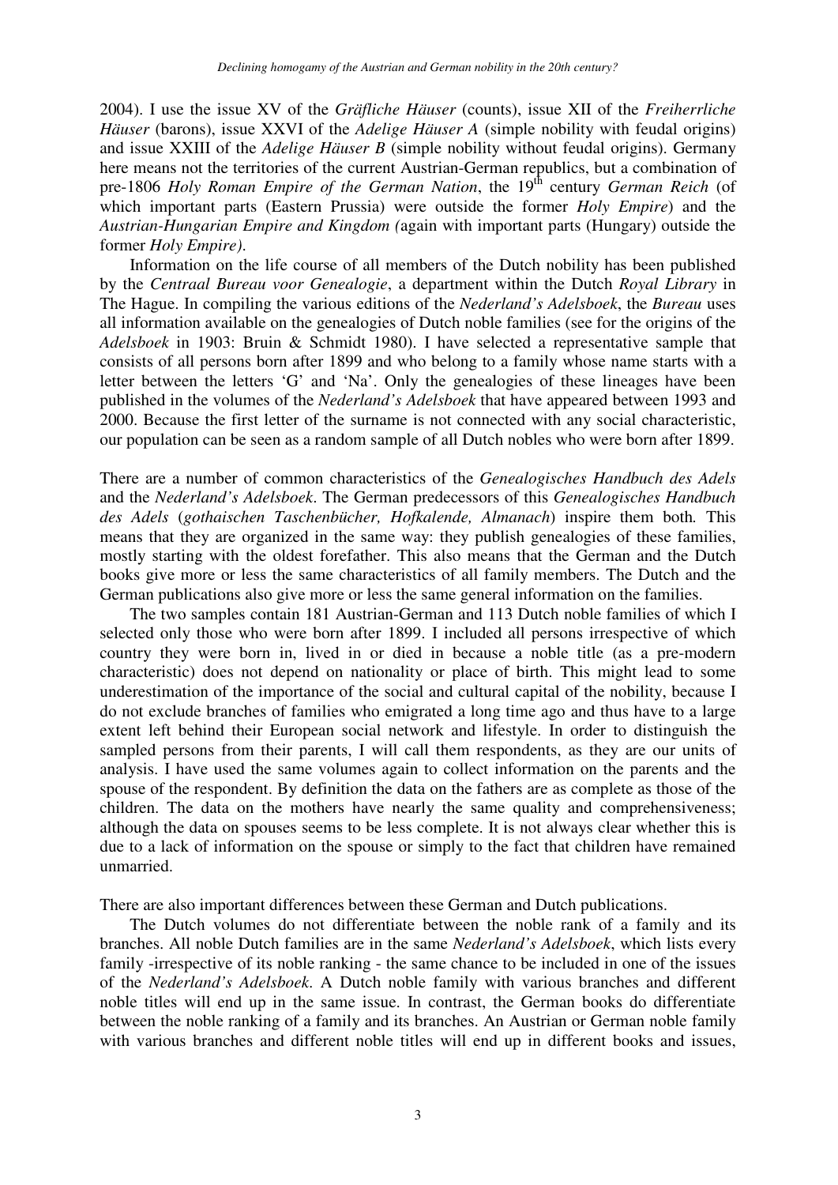2004). I use the issue XV of the *Gräfliche Häuser* (counts), issue XII of the *Freiherrliche Häuser* (barons), issue XXVI of the *Adelige Häuser A* (simple nobility with feudal origins) and issue XXIII of the *Adelige Häuser B* (simple nobility without feudal origins). Germany here means not the territories of the current Austrian-German republics, but a combination of pre-1806 *Holy Roman Empire of the German Nation*, the 19th century *German Reich* (of which important parts (Eastern Prussia) were outside the former *Holy Empire*) and the *Austrian-Hungarian Empire and Kingdom (*again with important parts (Hungary) outside the former *Holy Empire)*.

Information on the life course of all members of the Dutch nobility has been published by the *Centraal Bureau voor Genealogie*, a department within the Dutch *Royal Library* in The Hague. In compiling the various editions of the *Nederland's Adelsboek*, the *Bureau* uses all information available on the genealogies of Dutch noble families (see for the origins of the *Adelsboek* in 1903: Bruin & Schmidt 1980). I have selected a representative sample that consists of all persons born after 1899 and who belong to a family whose name starts with a letter between the letters 'G' and 'Na'. Only the genealogies of these lineages have been published in the volumes of the *Nederland's Adelsboek* that have appeared between 1993 and 2000. Because the first letter of the surname is not connected with any social characteristic, our population can be seen as a random sample of all Dutch nobles who were born after 1899.

There are a number of common characteristics of the *Genealogisches Handbuch des Adels* and the *Nederland's Adelsboek*. The German predecessors of this *Genealogisches Handbuch des Adels* (*gothaischen Taschenbücher, Hofkalende, Almanach*) inspire them both*.* This means that they are organized in the same way: they publish genealogies of these families, mostly starting with the oldest forefather. This also means that the German and the Dutch books give more or less the same characteristics of all family members. The Dutch and the German publications also give more or less the same general information on the families.

The two samples contain 181 Austrian-German and 113 Dutch noble families of which I selected only those who were born after 1899. I included all persons irrespective of which country they were born in, lived in or died in because a noble title (as a pre-modern characteristic) does not depend on nationality or place of birth. This might lead to some underestimation of the importance of the social and cultural capital of the nobility, because I do not exclude branches of families who emigrated a long time ago and thus have to a large extent left behind their European social network and lifestyle. In order to distinguish the sampled persons from their parents, I will call them respondents, as they are our units of analysis. I have used the same volumes again to collect information on the parents and the spouse of the respondent. By definition the data on the fathers are as complete as those of the children. The data on the mothers have nearly the same quality and comprehensiveness; although the data on spouses seems to be less complete. It is not always clear whether this is due to a lack of information on the spouse or simply to the fact that children have remained unmarried.

There are also important differences between these German and Dutch publications.

The Dutch volumes do not differentiate between the noble rank of a family and its branches. All noble Dutch families are in the same *Nederland's Adelsboek*, which lists every family -irrespective of its noble ranking - the same chance to be included in one of the issues of the *Nederland's Adelsboek*. A Dutch noble family with various branches and different noble titles will end up in the same issue. In contrast, the German books do differentiate between the noble ranking of a family and its branches. An Austrian or German noble family with various branches and different noble titles will end up in different books and issues,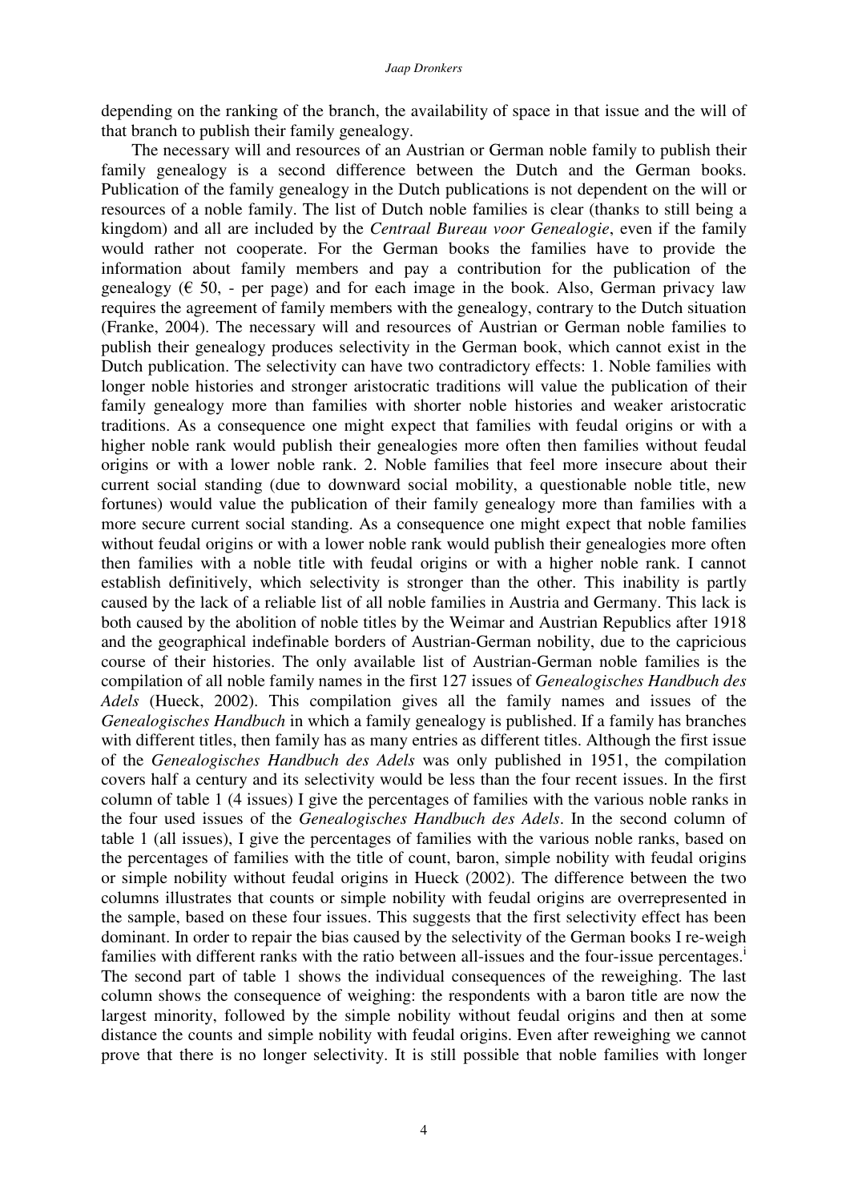depending on the ranking of the branch, the availability of space in that issue and the will of that branch to publish their family genealogy.

The necessary will and resources of an Austrian or German noble family to publish their family genealogy is a second difference between the Dutch and the German books. Publication of the family genealogy in the Dutch publications is not dependent on the will or resources of a noble family. The list of Dutch noble families is clear (thanks to still being a kingdom) and all are included by the *Centraal Bureau voor Genealogie*, even if the family would rather not cooperate. For the German books the families have to provide the information about family members and pay a contribution for the publication of the genealogy (€ 50, - per page) and for each image in the book. Also, German privacy law requires the agreement of family members with the genealogy, contrary to the Dutch situation (Franke, 2004). The necessary will and resources of Austrian or German noble families to publish their genealogy produces selectivity in the German book, which cannot exist in the Dutch publication. The selectivity can have two contradictory effects: 1. Noble families with longer noble histories and stronger aristocratic traditions will value the publication of their family genealogy more than families with shorter noble histories and weaker aristocratic traditions. As a consequence one might expect that families with feudal origins or with a higher noble rank would publish their genealogies more often then families without feudal origins or with a lower noble rank. 2. Noble families that feel more insecure about their current social standing (due to downward social mobility, a questionable noble title, new fortunes) would value the publication of their family genealogy more than families with a more secure current social standing. As a consequence one might expect that noble families without feudal origins or with a lower noble rank would publish their genealogies more often then families with a noble title with feudal origins or with a higher noble rank. I cannot establish definitively, which selectivity is stronger than the other. This inability is partly caused by the lack of a reliable list of all noble families in Austria and Germany. This lack is both caused by the abolition of noble titles by the Weimar and Austrian Republics after 1918 and the geographical indefinable borders of Austrian-German nobility, due to the capricious course of their histories. The only available list of Austrian-German noble families is the compilation of all noble family names in the first 127 issues of *Genealogisches Handbuch des Adels* (Hueck, 2002). This compilation gives all the family names and issues of the *Genealogisches Handbuch* in which a family genealogy is published. If a family has branches with different titles, then family has as many entries as different titles. Although the first issue of the *Genealogisches Handbuch des Adels* was only published in 1951, the compilation covers half a century and its selectivity would be less than the four recent issues. In the first column of table 1 (4 issues) I give the percentages of families with the various noble ranks in the four used issues of the *Genealogisches Handbuch des Adels*. In the second column of table 1 (all issues), I give the percentages of families with the various noble ranks, based on the percentages of families with the title of count, baron, simple nobility with feudal origins or simple nobility without feudal origins in Hueck (2002). The difference between the two columns illustrates that counts or simple nobility with feudal origins are overrepresented in the sample, based on these four issues. This suggests that the first selectivity effect has been dominant. In order to repair the bias caused by the selectivity of the German books I re-weigh families with different ranks with the ratio between all-issues and the four-issue percentages.[i] The second part of table 1 shows the individual consequences of the reweighing. The last column shows the consequence of weighing: the respondents with a baron title are now the largest minority, followed by the simple nobility without feudal origins and then at some distance the counts and simple nobility with feudal origins. Even after reweighing we cannot prove that there is no longer selectivity. It is still possible that noble families with longer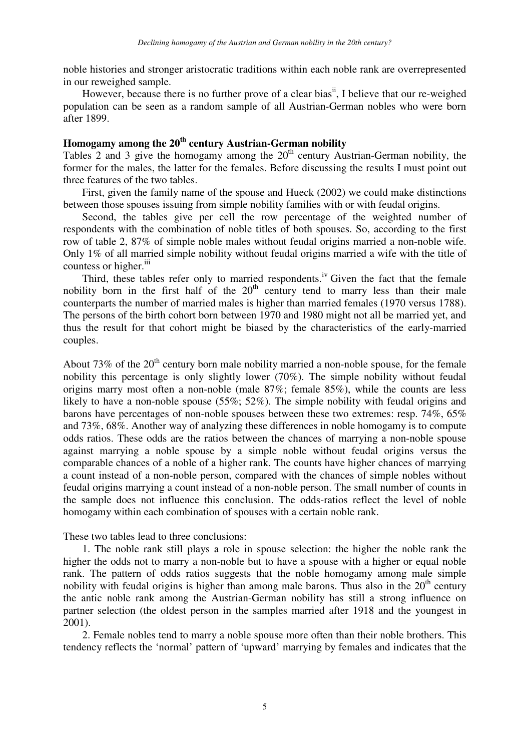noble histories and stronger aristocratic traditions within each noble rank are overrepresented in our reweighed sample.

However, because there is no further prove of a clear bias[ii], I believe that our re-weighed population can be seen as a random sample of all Austrian-German nobles who were born after 1899.

## Homogamy among the 20th century Austrian-German nobility

Tables 2 and 3 give the homogamy among the 20th century Austrian-German nobility, the former for the males, the latter for the females. Before discussing the results I must point out three features of the two tables.

First, given the family name of the spouse and Hueck (2002) we could make distinctions between those spouses issuing from simple nobility families with or with feudal origins.

Second, the tables give per cell the row percentage of the weighted number of respondents with the combination of noble titles of both spouses. So, according to the first row of table 2, 87% of simple noble males without feudal origins married a non-noble wife. Only 1% of all married simple nobility without feudal origins married a wife with the title of countess or higher.[iii]

Third, these tables refer only to married respondents.[iv] Given the fact that the female nobility born in the first half of the 20th century tend to marry less than their male counterparts the number of married males is higher than married females (1970 versus 1788). The persons of the birth cohort born between 1970 and 1980 might not all be married yet, and thus the result for that cohort might be biased by the characteristics of the early-married couples.

About 73% of the 20th century born male nobility married a non-noble spouse, for the female nobility this percentage is only slightly lower (70%). The simple nobility without feudal origins marry most often a non-noble (male 87%; female 85%), while the counts are less likely to have a non-noble spouse (55%; 52%). The simple nobility with feudal origins and barons have percentages of non-noble spouses between these two extremes: resp. 74%, 65% and 73%, 68%. Another way of analyzing these differences in noble homogamy is to compute odds ratios. These odds are the ratios between the chances of marrying a non-noble spouse against marrying a noble spouse by a simple noble without feudal origins versus the comparable chances of a noble of a higher rank. The counts have higher chances of marrying a count instead of a non-noble person, compared with the chances of simple nobles without feudal origins marrying a count instead of a non-noble person. The small number of counts in the sample does not influence this conclusion. The odds-ratios reflect the level of noble homogamy within each combination of spouses with a certain noble rank.

These two tables lead to three conclusions:

1. The noble rank still plays a role in spouse selection: the higher the noble rank the higher the odds not to marry a non-noble but to have a spouse with a higher or equal noble rank. The pattern of odds ratios suggests that the noble homogamy among male simple nobility with feudal origins is higher than among male barons. Thus also in the 20th century the antic noble rank among the Austrian-German nobility has still a strong influence on partner selection (the oldest person in the samples married after 1918 and the youngest in 2001).

2. Female nobles tend to marry a noble spouse more often than their noble brothers. This tendency reflects the 'normal' pattern of 'upward' marrying by females and indicates that the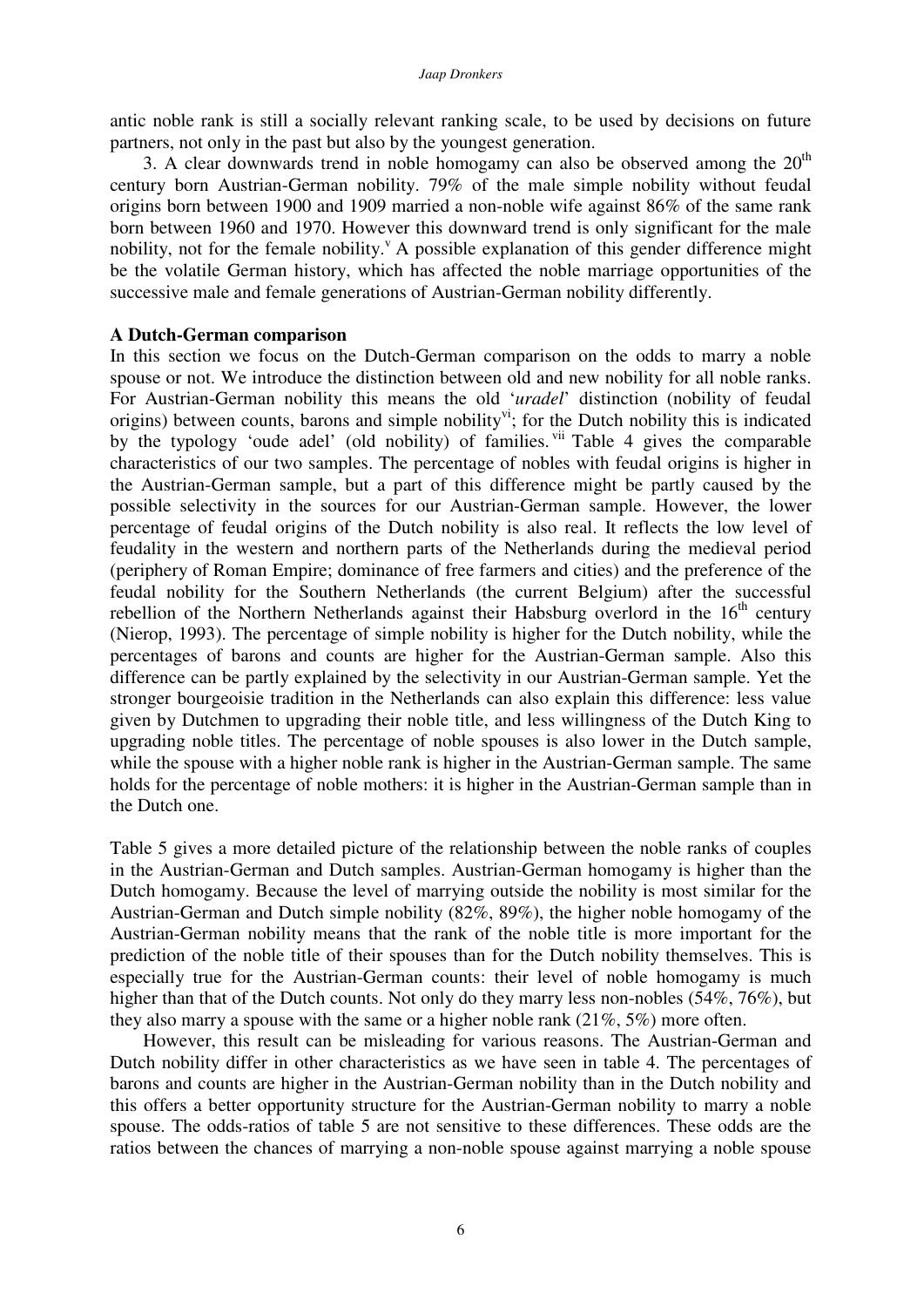antic noble rank is still a socially relevant ranking scale, to be used by decisions on future partners, not only in the past but also by the youngest generation.

3. A clear downwards trend in noble homogamy can also be observed among the 20[th] century born Austrian-German nobility. 79% of the male simple nobility without feudal origins born between 1900 and 1909 married a non-noble wife against 86% of the same rank born between 1960 and 1970. However this downward trend is only significant for the male nobility, not for the female nobility.[v] A possible explanation of this gender difference might be the volatile German history, which has affected the noble marriage opportunities of the successive male and female generations of Austrian-German nobility differently.

**A Dutch-German comparison**

In this section we focus on the Dutch-German comparison on the odds to marry a noble spouse or not. We introduce the distinction between old and new nobility for all noble ranks. For Austrian-German nobility this means the old '*uradel*' distinction (nobility of feudal origins) between counts, barons and simple nobility[vi]; for the Dutch nobility this is indicated by the typology 'oude adel' (old nobility) of families.[vii] Table 4 gives the comparable characteristics of our two samples. The percentage of nobles with feudal origins is higher in the Austrian-German sample, but a part of this difference might be partly caused by the possible selectivity in the sources for our Austrian-German sample. However, the lower percentage of feudal origins of the Dutch nobility is also real. It reflects the low level of feudality in the western and northern parts of the Netherlands during the medieval period (periphery of Roman Empire; dominance of free farmers and cities) and the preference of the feudal nobility for the Southern Netherlands (the current Belgium) after the successful rebellion of the Northern Netherlands against their Habsburg overlord in the 16[th] century (Nierop, 1993). The percentage of simple nobility is higher for the Dutch nobility, while the percentages of barons and counts are higher for the Austrian-German sample. Also this difference can be partly explained by the selectivity in our Austrian-German sample. Yet the stronger bourgeoisie tradition in the Netherlands can also explain this difference: less value given by Dutchmen to upgrading their noble title, and less willingness of the Dutch King to upgrading noble titles. The percentage of noble spouses is also lower in the Dutch sample, while the spouse with a higher noble rank is higher in the Austrian-German sample. The same holds for the percentage of noble mothers: it is higher in the Austrian-German sample than in the Dutch one.

Table 5 gives a more detailed picture of the relationship between the noble ranks of couples in the Austrian-German and Dutch samples. Austrian-German homogamy is higher than the Dutch homogamy. Because the level of marrying outside the nobility is most similar for the Austrian-German and Dutch simple nobility (82%, 89%), the higher noble homogamy of the Austrian-German nobility means that the rank of the noble title is more important for the prediction of the noble title of their spouses than for the Dutch nobility themselves. This is especially true for the Austrian-German counts: their level of noble homogamy is much higher than that of the Dutch counts. Not only do they marry less non-nobles (54%, 76%), but they also marry a spouse with the same or a higher noble rank (21%, 5%) more often.

However, this result can be misleading for various reasons. The Austrian-German and Dutch nobility differ in other characteristics as we have seen in table 4. The percentages of barons and counts are higher in the Austrian-German nobility than in the Dutch nobility and this offers a better opportunity structure for the Austrian-German nobility to marry a noble spouse. The odds-ratios of table 5 are not sensitive to these differences. These odds are the ratios between the chances of marrying a non-noble spouse against marrying a noble spouse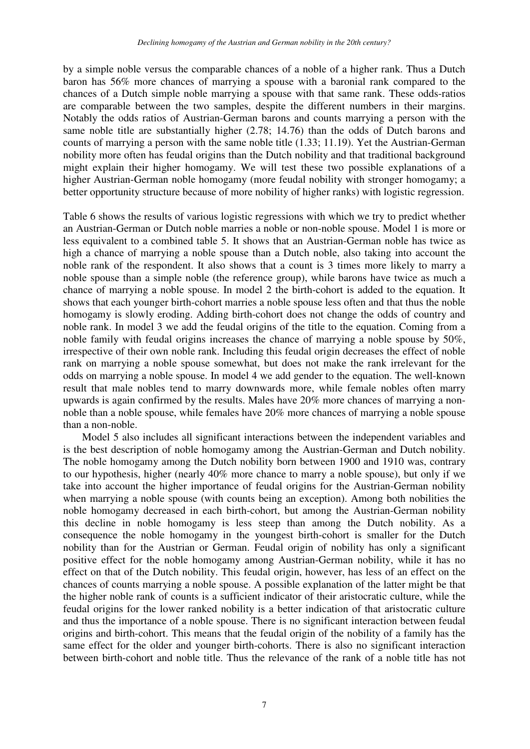by a simple noble versus the comparable chances of a noble of a higher rank. Thus a Dutch baron has 56% more chances of marrying a spouse with a baronial rank compared to the chances of a Dutch simple noble marrying a spouse with that same rank. These odds-ratios are comparable between the two samples, despite the different numbers in their margins. Notably the odds ratios of Austrian-German barons and counts marrying a person with the same noble title are substantially higher (2.78; 14.76) than the odds of Dutch barons and counts of marrying a person with the same noble title (1.33; 11.19). Yet the Austrian-German nobility more often has feudal origins than the Dutch nobility and that traditional background might explain their higher homogamy. We will test these two possible explanations of a higher Austrian-German noble homogamy (more feudal nobility with stronger homogamy; a better opportunity structure because of more nobility of higher ranks) with logistic regression.

Table 6 shows the results of various logistic regressions with which we try to predict whether an Austrian-German or Dutch noble marries a noble or non-noble spouse. Model 1 is more or less equivalent to a combined table 5. It shows that an Austrian-German noble has twice as high a chance of marrying a noble spouse than a Dutch noble, also taking into account the noble rank of the respondent. It also shows that a count is 3 times more likely to marry a noble spouse than a simple noble (the reference group), while barons have twice as much a chance of marrying a noble spouse. In model 2 the birth-cohort is added to the equation. It shows that each younger birth-cohort marries a noble spouse less often and that thus the noble homogamy is slowly eroding. Adding birth-cohort does not change the odds of country and noble rank. In model 3 we add the feudal origins of the title to the equation. Coming from a noble family with feudal origins increases the chance of marrying a noble spouse by 50%, irrespective of their own noble rank. Including this feudal origin decreases the effect of noble rank on marrying a noble spouse somewhat, but does not make the rank irrelevant for the odds on marrying a noble spouse. In model 4 we add gender to the equation. The well-known result that male nobles tend to marry downwards more, while female nobles often marry upwards is again confirmed by the results. Males have 20% more chances of marrying a non-noble than a noble spouse, while females have 20% more chances of marrying a noble spouse than a non-noble.

Model 5 also includes all significant interactions between the independent variables and is the best description of noble homogamy among the Austrian-German and Dutch nobility. The noble homogamy among the Dutch nobility born between 1900 and 1910 was, contrary to our hypothesis, higher (nearly 40% more chance to marry a noble spouse), but only if we take into account the higher importance of feudal origins for the Austrian-German nobility when marrying a noble spouse (with counts being an exception). Among both nobilities the noble homogamy decreased in each birth-cohort, but among the Austrian-German nobility this decline in noble homogamy is less steep than among the Dutch nobility. As a consequence the noble homogamy in the youngest birth-cohort is smaller for the Dutch nobility than for the Austrian or German. Feudal origin of nobility has only a significant positive effect for the noble homogamy among Austrian-German nobility, while it has no effect on that of the Dutch nobility. This feudal origin, however, has less of an effect on the chances of counts marrying a noble spouse. A possible explanation of the latter might be that the higher noble rank of counts is a sufficient indicator of their aristocratic culture, while the feudal origins for the lower ranked nobility is a better indication of that aristocratic culture and thus the importance of a noble spouse. There is no significant interaction between feudal origins and birth-cohort. This means that the feudal origin of the nobility of a family has the same effect for the older and younger birth-cohorts. There is also no significant interaction between birth-cohort and noble title. Thus the relevance of the rank of a noble title has not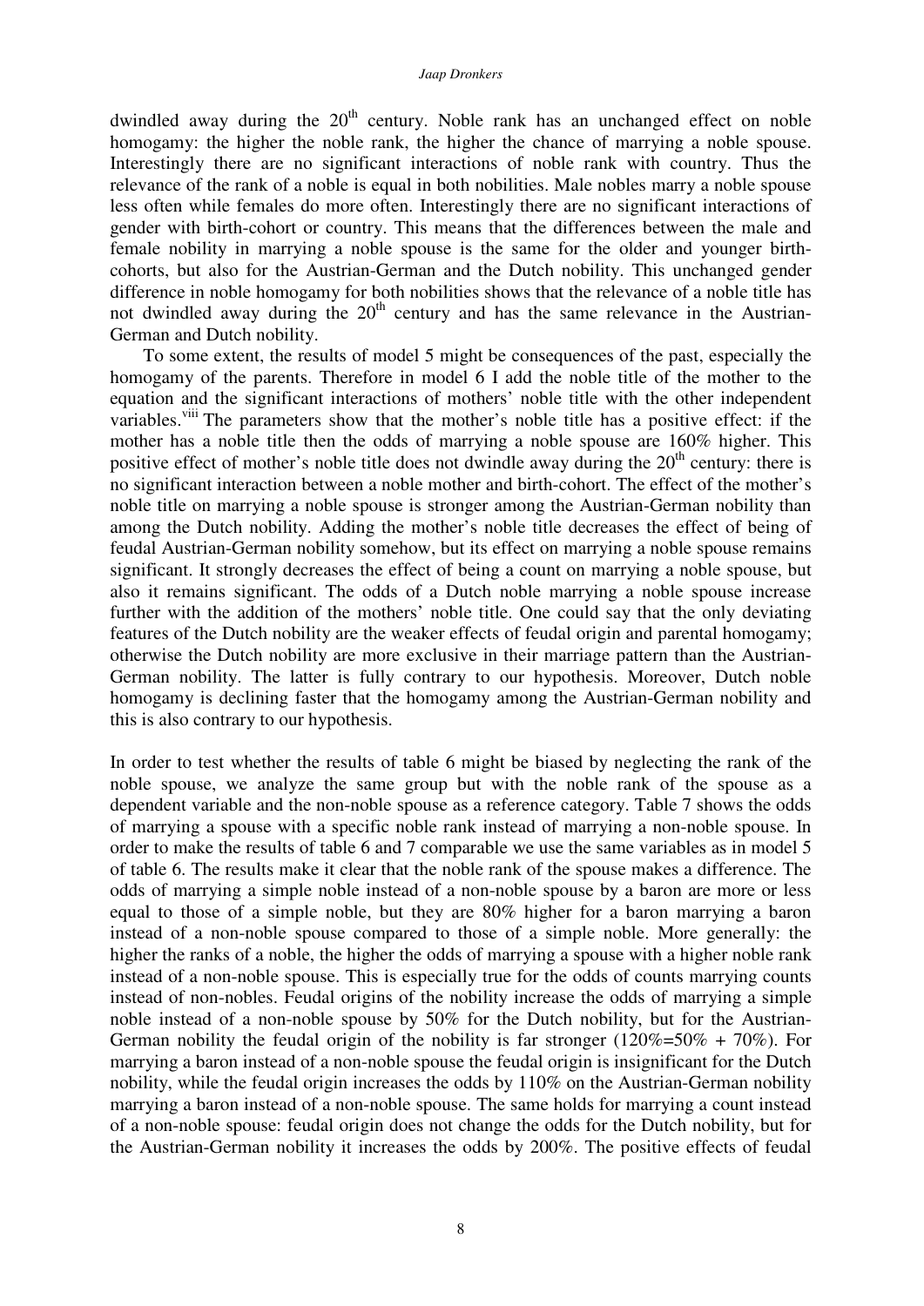dwindled away during the $20^{th}$ century. Noble rank has an unchanged effect on noble homogamy: the higher the noble rank, the higher the chance of marrying a noble spouse. Interestingly there are no significant interactions of noble rank with country. Thus the relevance of the rank of a noble is equal in both nobilities. Male nobles marry a noble spouse less often while females do more often. Interestingly there are no significant interactions of gender with birth-cohort or country. This means that the differences between the male and female nobility in marrying a noble spouse is the same for the older and younger birth-cohorts, but also for the Austrian-German and the Dutch nobility. This unchanged gender difference in noble homogamy for both nobilities shows that the relevance of a noble title has not dwindled away during the $20^{th}$ century and has the same relevance in the Austrian-German and Dutch nobility.

To some extent, the results of model 5 might be consequences of the past, especially the homogamy of the parents. Therefore in model 6 I add the noble title of the mother to the equation and the significant interactions of mothers' noble title with the other independent variables.[viii] The parameters show that the mother's noble title has a positive effect: if the mother has a noble title then the odds of marrying a noble spouse are 160% higher. This positive effect of mother's noble title does not dwindle away during the $20^{th}$ century: there is no significant interaction between a noble mother and birth-cohort. The effect of the mother's noble title on marrying a noble spouse is stronger among the Austrian-German nobility than among the Dutch nobility. Adding the mother's noble title decreases the effect of being of feudal Austrian-German nobility somehow, but its effect on marrying a noble spouse remains significant. It strongly decreases the effect of being a count on marrying a noble spouse, but also it remains significant. The odds of a Dutch noble marrying a noble spouse increase further with the addition of the mothers' noble title. One could say that the only deviating features of the Dutch nobility are the weaker effects of feudal origin and parental homogamy; otherwise the Dutch nobility are more exclusive in their marriage pattern than the Austrian-German nobility. The latter is fully contrary to our hypothesis. Moreover, Dutch noble homogamy is declining faster that the homogamy among the Austrian-German nobility and this is also contrary to our hypothesis.

In order to test whether the results of table 6 might be biased by neglecting the rank of the noble spouse, we analyze the same group but with the noble rank of the spouse as a dependent variable and the non-noble spouse as a reference category. Table 7 shows the odds of marrying a spouse with a specific noble rank instead of marrying a non-noble spouse. In order to make the results of table 6 and 7 comparable we use the same variables as in model 5 of table 6. The results make it clear that the noble rank of the spouse makes a difference. The odds of marrying a simple noble instead of a non-noble spouse by a baron are more or less equal to those of a simple noble, but they are 80% higher for a baron marrying a baron instead of a non-noble spouse compared to those of a simple noble. More generally: the higher the ranks of a noble, the higher the odds of marrying a spouse with a higher noble rank instead of a non-noble spouse. This is especially true for the odds of counts marrying counts instead of non-nobles. Feudal origins of the nobility increase the odds of marrying a simple noble instead of a non-noble spouse by 50% for the Dutch nobility, but for the Austrian-German nobility the feudal origin of the nobility is far stronger (120%=50% + 70%). For marrying a baron instead of a non-noble spouse the feudal origin is insignificant for the Dutch nobility, while the feudal origin increases the odds by 110% on the Austrian-German nobility marrying a baron instead of a non-noble spouse. The same holds for marrying a count instead of a non-noble spouse: feudal origin does not change the odds for the Dutch nobility, but for the Austrian-German nobility it increases the odds by 200%. The positive effects of feudal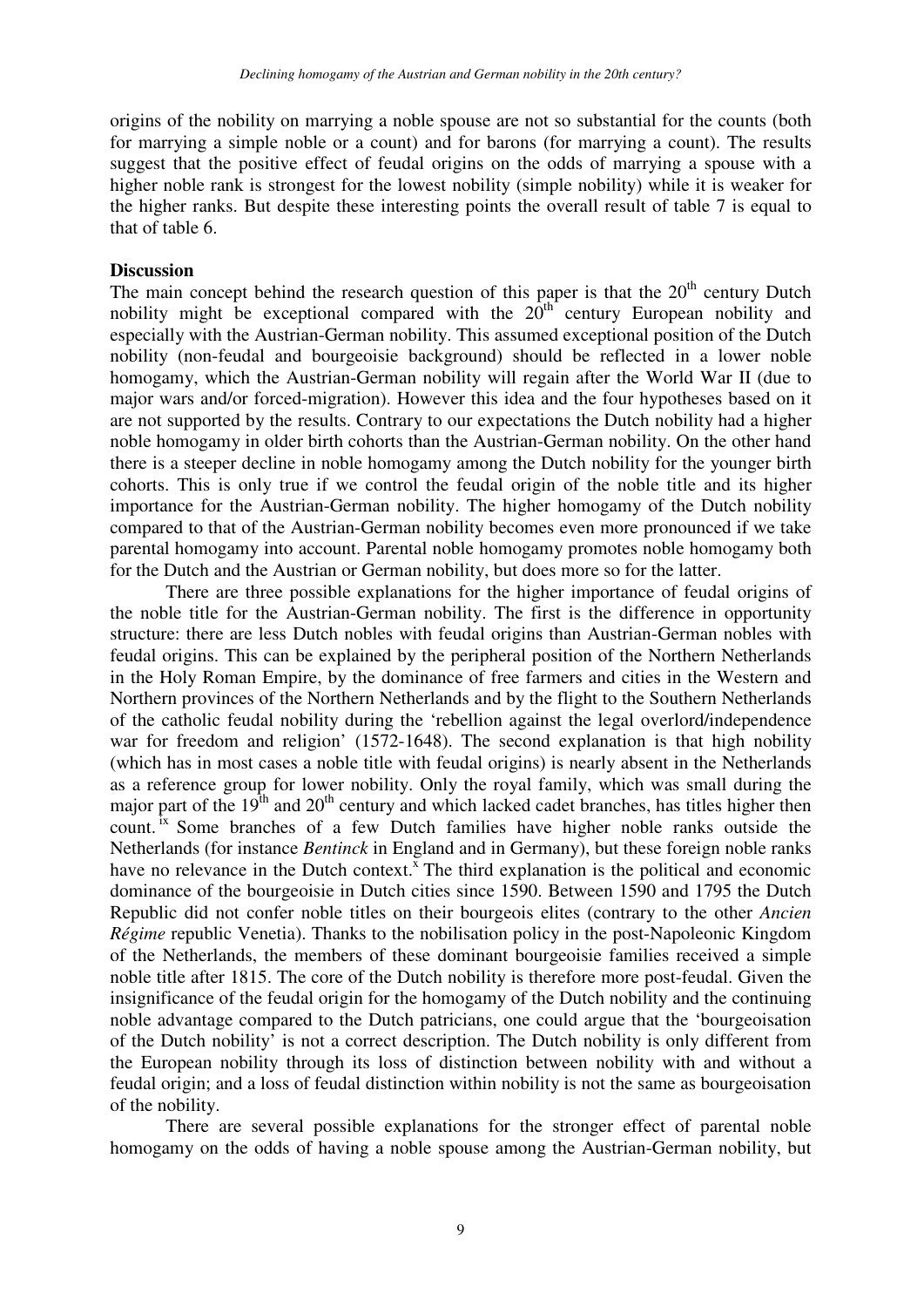origins of the nobility on marrying a noble spouse are not so substantial for the counts (both for marrying a simple noble or a count) and for barons (for marrying a count). The results suggest that the positive effect of feudal origins on the odds of marrying a spouse with a higher noble rank is strongest for the lowest nobility (simple nobility) while it is weaker for the higher ranks. But despite these interesting points the overall result of table 7 is equal to that of table 6.

**Discussion**

The main concept behind the research question of this paper is that the 20$^{th}$ century Dutch nobility might be exceptional compared with the 20$^{th}$ century European nobility and especially with the Austrian-German nobility. This assumed exceptional position of the Dutch nobility (non-feudal and bourgeoisie background) should be reflected in a lower noble homogamy, which the Austrian-German nobility will regain after the World War II (due to major wars and/or forced-migration). However this idea and the four hypotheses based on it are not supported by the results. Contrary to our expectations the Dutch nobility had a higher noble homogamy in older birth cohorts than the Austrian-German nobility. On the other hand there is a steeper decline in noble homogamy among the Dutch nobility for the younger birth cohorts. This is only true if we control the feudal origin of the noble title and its higher importance for the Austrian-German nobility. The higher homogamy of the Dutch nobility compared to that of the Austrian-German nobility becomes even more pronounced if we take parental homogamy into account. Parental noble homogamy promotes noble homogamy both for the Dutch and the Austrian or German nobility, but does more so for the latter.

There are three possible explanations for the higher importance of feudal origins of the noble title for the Austrian-German nobility. The first is the difference in opportunity structure: there are less Dutch nobles with feudal origins than Austrian-German nobles with feudal origins. This can be explained by the peripheral position of the Northern Netherlands in the Holy Roman Empire, by the dominance of free farmers and cities in the Western and Northern provinces of the Northern Netherlands and by the flight to the Southern Netherlands of the catholic feudal nobility during the 'rebellion against the legal overlord/independence war for freedom and religion' (1572-1648). The second explanation is that high nobility (which has in most cases a noble title with feudal origins) is nearly absent in the Netherlands as a reference group for lower nobility. Only the royal family, which was small during the major part of the 19$^{th}$ and 20$^{th}$ century and which lacked cadet branches, has titles higher then count.[ix] Some branches of a few Dutch families have higher noble ranks outside the Netherlands (for instance *Bentinck* in England and in Germany), but these foreign noble ranks have no relevance in the Dutch context.[x] The third explanation is the political and economic dominance of the bourgeoisie in Dutch cities since 1590. Between 1590 and 1795 the Dutch Republic did not confer noble titles on their bourgeois elites (contrary to the other *Ancien Régime* republic Venetia). Thanks to the nobilisation policy in the post-Napoleonic Kingdom of the Netherlands, the members of these dominant bourgeoisie families received a simple noble title after 1815. The core of the Dutch nobility is therefore more post-feudal. Given the insignificance of the feudal origin for the homogamy of the Dutch nobility and the continuing noble advantage compared to the Dutch patricians, one could argue that the 'bourgeoisation of the Dutch nobility' is not a correct description. The Dutch nobility is only different from the European nobility through its loss of distinction between nobility with and without a feudal origin; and a loss of feudal distinction within nobility is not the same as bourgeoisation of the nobility.

There are several possible explanations for the stronger effect of parental noble homogamy on the odds of having a noble spouse among the Austrian-German nobility, but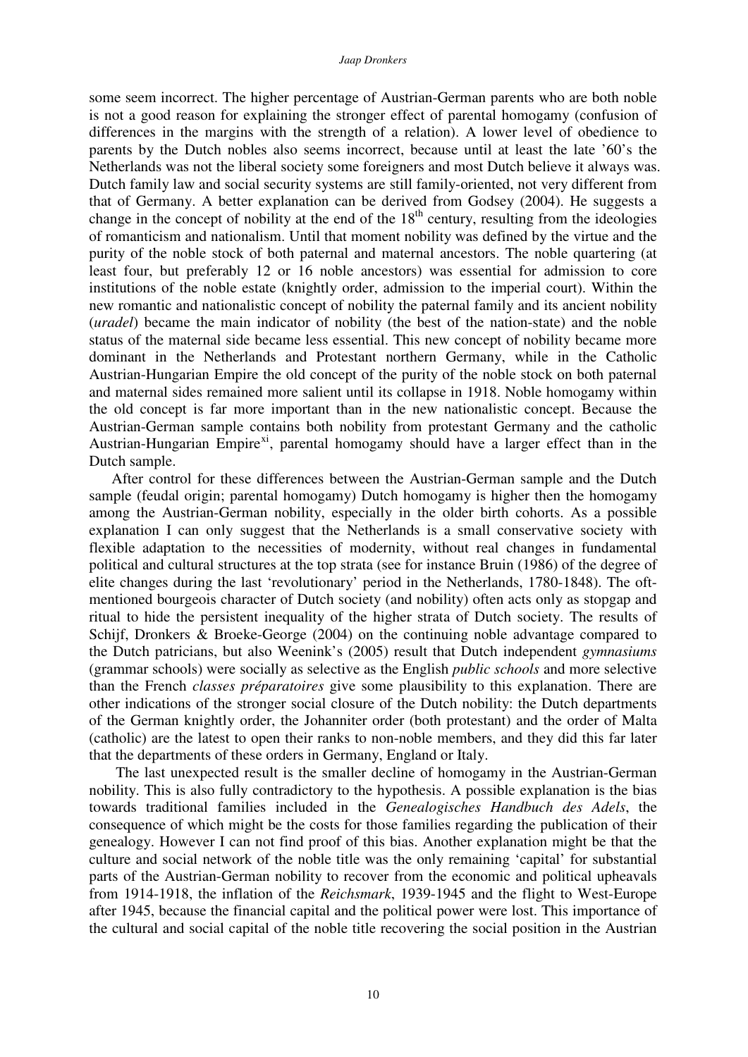some seem incorrect. The higher percentage of Austrian-German parents who are both noble is not a good reason for explaining the stronger effect of parental homogamy (confusion of differences in the margins with the strength of a relation). A lower level of obedience to parents by the Dutch nobles also seems incorrect, because until at least the late '60's the Netherlands was not the liberal society some foreigners and most Dutch believe it always was. Dutch family law and social security systems are still family-oriented, not very different from that of Germany. A better explanation can be derived from Godsey (2004). He suggests a change in the concept of nobility at the end of the 18th century, resulting from the ideologies of romanticism and nationalism. Until that moment nobility was defined by the virtue and the purity of the noble stock of both paternal and maternal ancestors. The noble quartering (at least four, but preferably 12 or 16 noble ancestors) was essential for admission to core institutions of the noble estate (knightly order, admission to the imperial court). Within the new romantic and nationalistic concept of nobility the paternal family and its ancient nobility (*uradel*) became the main indicator of nobility (the best of the nation-state) and the noble status of the maternal side became less essential. This new concept of nobility became more dominant in the Netherlands and Protestant northern Germany, while in the Catholic Austrian-Hungarian Empire the old concept of the purity of the noble stock on both paternal and maternal sides remained more salient until its collapse in 1918. Noble homogamy within the old concept is far more important than in the new nationalistic concept. Because the Austrian-German sample contains both nobility from protestant Germany and the catholic Austrian-Hungarian Empire[xi], parental homogamy should have a larger effect than in the Dutch sample.

After control for these differences between the Austrian-German sample and the Dutch sample (feudal origin; parental homogamy) Dutch homogamy is higher then the homogamy among the Austrian-German nobility, especially in the older birth cohorts. As a possible explanation I can only suggest that the Netherlands is a small conservative society with flexible adaptation to the necessities of modernity, without real changes in fundamental political and cultural structures at the top strata (see for instance Bruin (1986) of the degree of elite changes during the last 'revolutionary' period in the Netherlands, 1780-1848). The oft-mentioned bourgeois character of Dutch society (and nobility) often acts only as stopgap and ritual to hide the persistent inequality of the higher strata of Dutch society. The results of Schijf, Dronkers & Broeke-George (2004) on the continuing noble advantage compared to the Dutch patricians, but also Weenink's (2005) result that Dutch independent *gymnasiums* (grammar schools) were socially as selective as the English *public schools* and more selective than the French *classes préparatoires* give some plausibility to this explanation. There are other indications of the stronger social closure of the Dutch nobility: the Dutch departments of the German knightly order, the Johanniter order (both protestant) and the order of Malta (catholic) are the latest to open their ranks to non-noble members, and they did this far later that the departments of these orders in Germany, England or Italy.

The last unexpected result is the smaller decline of homogamy in the Austrian-German nobility. This is also fully contradictory to the hypothesis. A possible explanation is the bias towards traditional families included in the *Genealogisches Handbuch des Adels*, the consequence of which might be the costs for those families regarding the publication of their genealogy. However I can not find proof of this bias. Another explanation might be that the culture and social network of the noble title was the only remaining 'capital' for substantial parts of the Austrian-German nobility to recover from the economic and political upheavals from 1914-1918, the inflation of the *Reichsmark*, 1939-1945 and the flight to West-Europe after 1945, because the financial capital and the political power were lost. This importance of the cultural and social capital of the noble title recovering the social position in the Austrian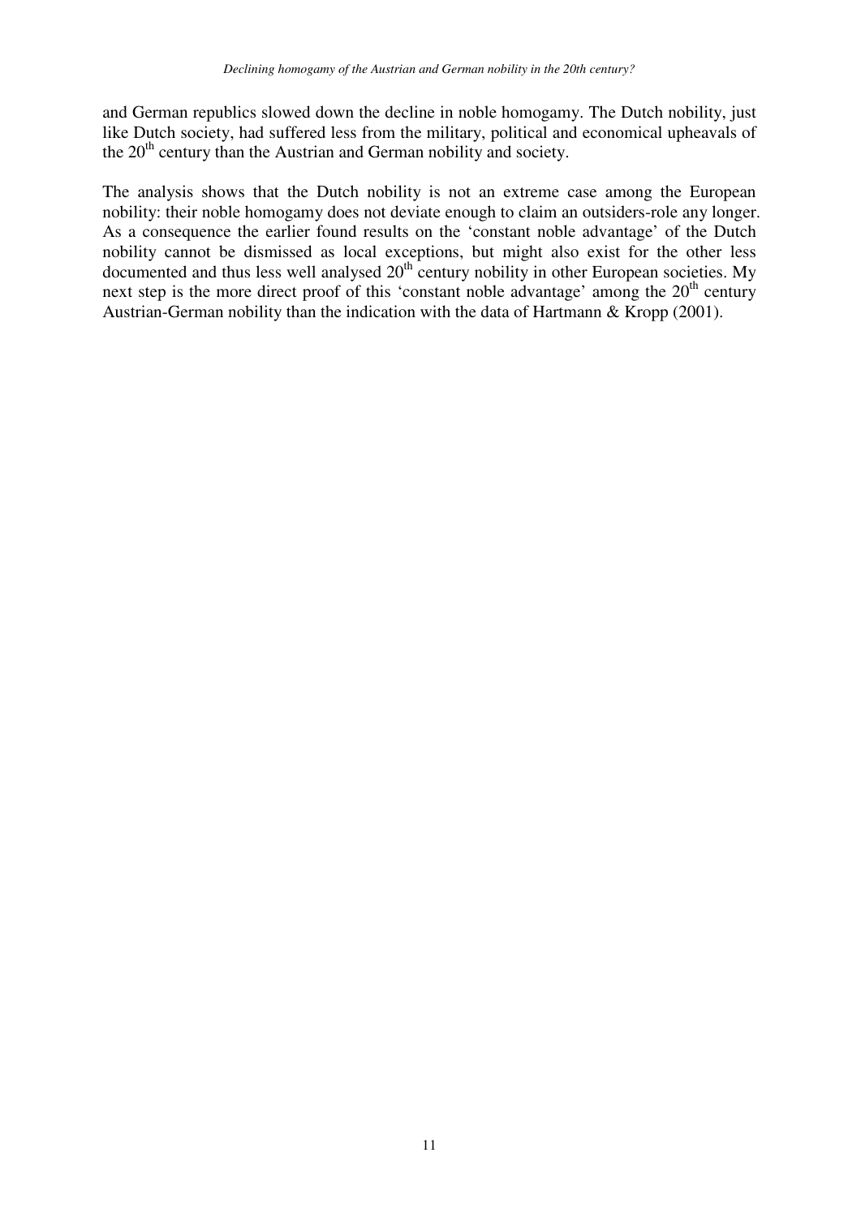and German republics slowed down the decline in noble homogamy. The Dutch nobility, just like Dutch society, had suffered less from the military, political and economical upheavals of the 20th century than the Austrian and German nobility and society.

The analysis shows that the Dutch nobility is not an extreme case among the European nobility: their noble homogamy does not deviate enough to claim an outsiders-role any longer. As a consequence the earlier found results on the 'constant noble advantage' of the Dutch nobility cannot be dismissed as local exceptions, but might also exist for the other less documented and thus less well analysed 20th century nobility in other European societies. My next step is the more direct proof of this 'constant noble advantage' among the 20th century Austrian-German nobility than the indication with the data of Hartmann & Kropp (2001).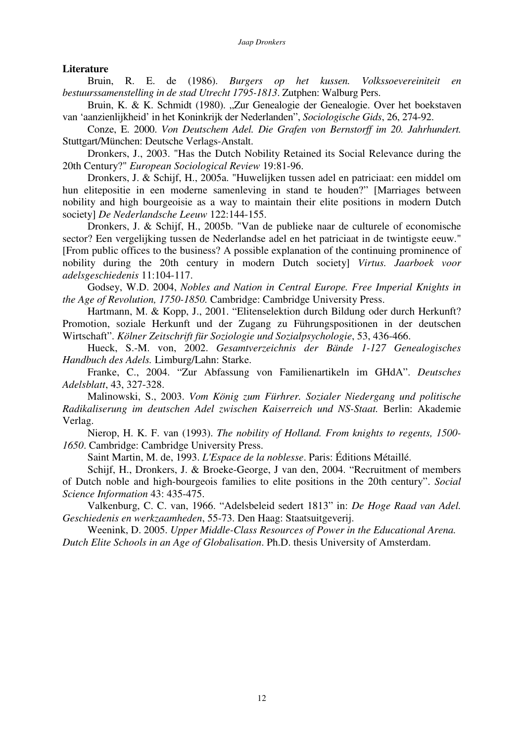**Literature**

Bruin, R. E. de (1986). *Burgers op het kussen. Volkssoevereiniteit en bestuurssamenstelling in de stad Utrecht 1795-1813*. Zutphen: Walburg Pers.

Bruin, K. & K. Schmidt (1980). „Zur Genealogie der Genealogie. Over het boekstaven van 'aanzienlijkheid' in het Koninkrijk der Nederlanden", *Sociologische Gids*, 26, 274-92.

Conze, E. 2000. *Von Deutschem Adel. Die Grafen von Bernstorff im 20. Jahrhundert.* Stuttgart/München: Deutsche Verlags-Anstalt.

Dronkers, J., 2003. "Has the Dutch Nobility Retained its Social Relevance during the 20th Century?" *European Sociological Review* 19:81-96.

Dronkers, J. & Schijf, H., 2005a. "Huwelijken tussen adel en patriciaat: een middel om hun elitepositie in een moderne samenleving in stand te houden?" [Marriages between nobility and high bourgeoisie as a way to maintain their elite positions in modern Dutch society] *De Nederlandsche Leeuw* 122:144-155.

Dronkers, J. & Schijf, H., 2005b. "Van de publieke naar de culturele of economische sector? Een vergelijking tussen de Nederlandse adel en het patriciaat in de twintigste eeuw." [From public offices to the business? A possible explanation of the continuing prominence of nobility during the 20th century in modern Dutch society] *Virtus. Jaarboek voor adelsgeschiedenis* 11:104-117.

Godsey, W.D. 2004, *Nobles and Nation in Central Europe. Free Imperial Knights in the Age of Revolution, 1750-1850.* Cambridge: Cambridge University Press.

Hartmann, M. & Kopp, J., 2001. "Elitenselektion durch Bildung oder durch Herkunft? Promotion, soziale Herkunft und der Zugang zu Führungspositionen in der deutschen Wirtschaft". *Kölner Zeitschrift für Soziologie und Sozialpsychologie*, 53, 436-466.

Hueck, S.-M. von, 2002. *Gesamtverzeichnis der Bände 1-127 Genealogisches Handbuch des Adels.* Limburg/Lahn: Starke.

Franke, C., 2004. "Zur Abfassung von Familienartikeln im GHdA". *Deutsches Adelsblatt*, 43, 327-328.

Malinowski, S., 2003. *Vom König zum Fürhrer. Sozialer Niedergang und politische Radikalisierung im deutschen Adel zwischen Kaiserreich und NS-Staat.* Berlin: Akademie Verlag.

Nierop, H. K. F. van (1993). *The nobility of Holland. From knights to regents, 1500-1650*. Cambridge: Cambridge University Press.

Saint Martin, M. de, 1993. *L'Espace de la noblesse*. Paris: Éditions Métaillé.

Schijf, H., Dronkers, J. & Broeke-George, J van den, 2004. "Recruitment of members of Dutch noble and high-bourgeois families to elite positions in the 20th century". *Social Science Information* 43: 435-475.

Valkenburg, C. C. van, 1966. "Adelsbeleid sedert 1813" in: *De Hoge Raad van Adel. Geschiedenis en werkzaamheden*, 55-73. Den Haag: Staatsuitgeverij.

Weenink, D. 2005. *Upper Middle-Class Resources of Power in the Educational Arena. Dutch Elite Schools in an Age of Globalisation*. Ph.D. thesis University of Amsterdam.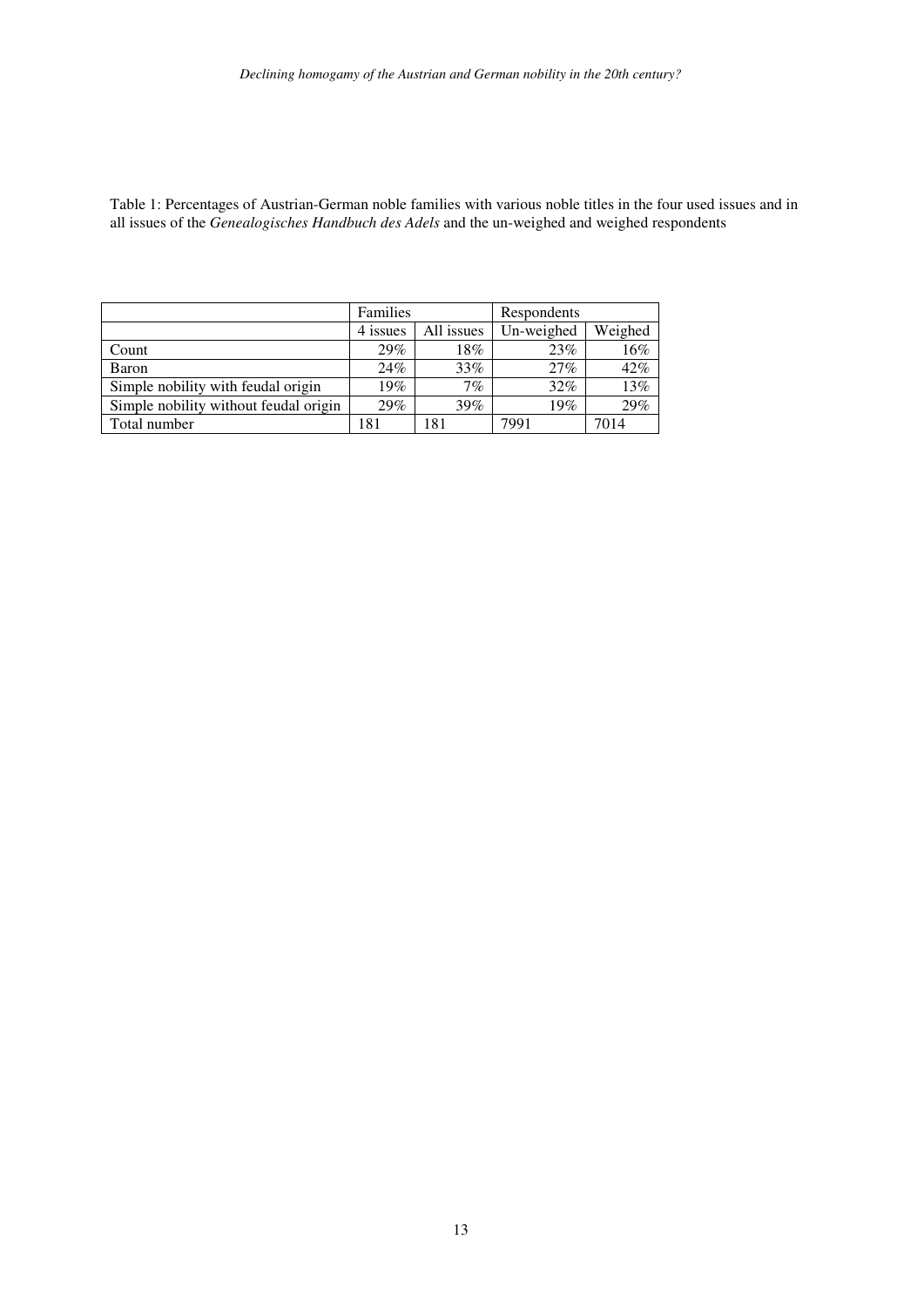Table 1: Percentages of Austrian-German noble families with various noble titles in the four used issues and in all issues of the *Genealogisches Handbuch des Adels* and the un-weighed and weighed respondents

| | Families | | Respondents | |
|---|---|---|---|---|
| | 4 issues | All issues | Un-weighed | Weighed |
| Count | 29% | 18% | 23% | 16% |
| Baron | 24% | 33% | 27% | 42% |
| Simple nobility with feudal origin | 19% | 7% | 32% | 13% |
| Simple nobility without feudal origin | 29% | 39% | 19% | 29% |
| Total number | 181 | 181 | 7991 | 7014 |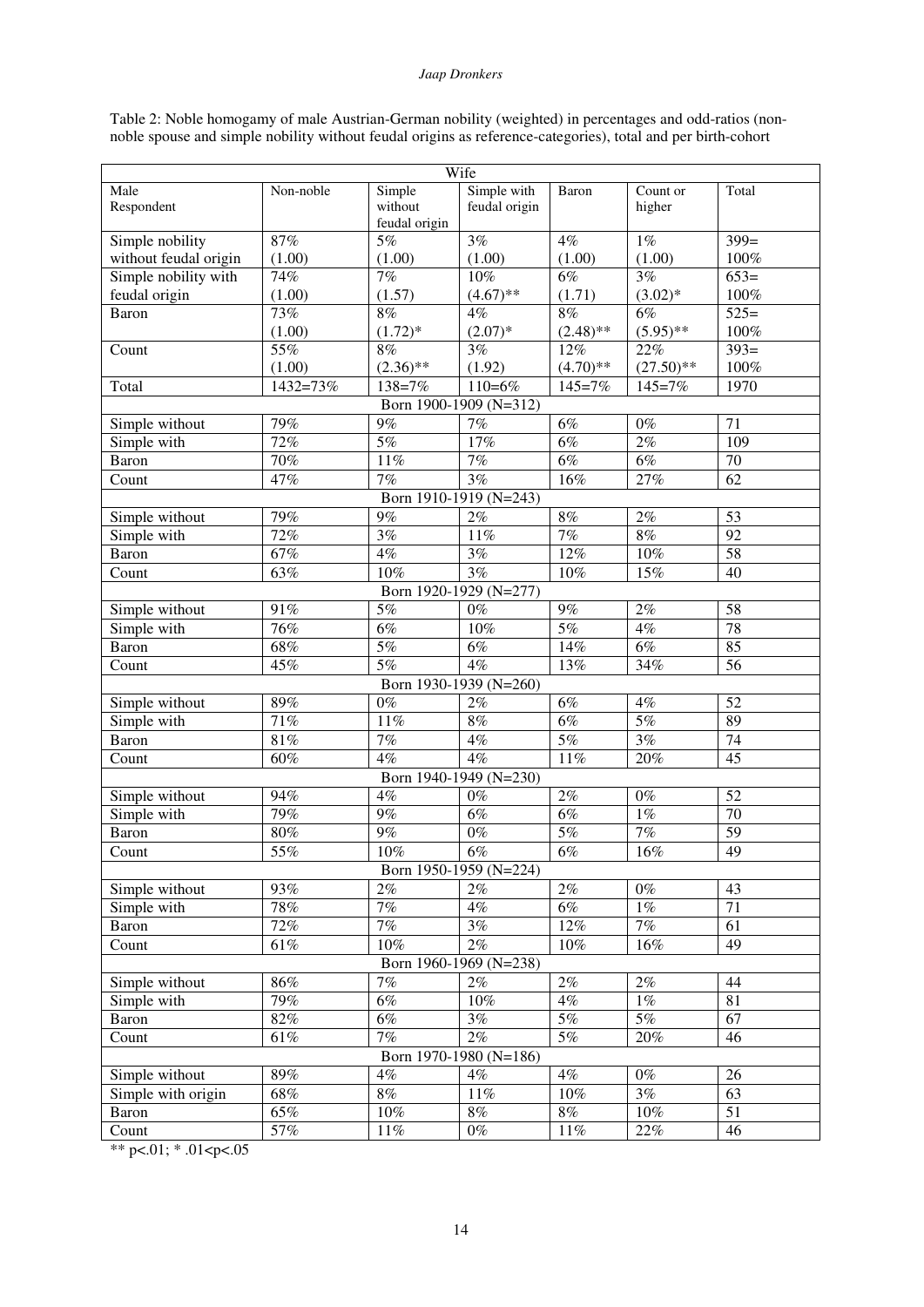Table 2: Noble homogamy of male Austrian-German nobility (weighted) in percentages and odd-ratios (non-noble spouse and simple nobility without feudal origins as reference-categories), total and per birth-cohort

| Wife | | | | | | |
|---|---|---|---|---|---|---|
| Male Respondent | Non-noble | Simple without feudal origin | Simple with feudal origin | Baron | Count or higher | Total |
| Simple nobility without feudal origin | 87% (1.00) | 5% (1.00) | 3% (1.00) | 4% (1.00) | 1% (1.00) | 399= 100% |
| Simple nobility with feudal origin | 74% (1.00) | 7% (1.57) | 10% (4.67)** | 6% (1.71) | 3% (3.02)* | 653= 100% |
| Baron | 73% (1.00) | 8% (1.72)* | 4% (2.07)* | 8% (2.48)** | 6% (5.95)** | 525= 100% |
| Count | 55% (1.00) | 8% (2.36)** | 3% (1.92) | 12% (4.70)** | 22% (27.50)** | 393= 100% |
| Total | 1432=73% | 138=7% | 110=6% | 145=7% | 145=7% | 1970 |
| Born 1900-1909 (N=312) | | | | | | |
| Simple without | 79% | 9% | 7% | 6% | 0% | 71 |
| Simple with | 72% | 5% | 17% | 6% | 2% | 109 |
| Baron | 70% | 11% | 7% | 6% | 6% | 70 |
| Count | 47% | 7% | 3% | 16% | 27% | 62 |
| Born 1910-1919 (N=243) | | | | | | |
| Simple without | 79% | 9% | 2% | 8% | 2% | 53 |
| Simple with | 72% | 3% | 11% | 7% | 8% | 92 |
| Baron | 67% | 4% | 3% | 12% | 10% | 58 |
| Count | 63% | 10% | 3% | 10% | 15% | 40 |
| Born 1920-1929 (N=277) | | | | | | |
| Simple without | 91% | 5% | 0% | 9% | 2% | 58 |
| Simple with | 76% | 6% | 10% | 5% | 4% | 78 |
| Baron | 68% | 5% | 6% | 14% | 6% | 85 |
| Count | 45% | 5% | 4% | 13% | 34% | 56 |
| Born 1930-1939 (N=260) | | | | | | |
| Simple without | 89% | 0% | 2% | 6% | 4% | 52 |
| Simple with | 71% | 11% | 8% | 6% | 5% | 89 |
| Baron | 81% | 7% | 4% | 5% | 3% | 74 |
| Count | 60% | 4% | 4% | 11% | 20% | 45 |
| Born 1940-1949 (N=230) | | | | | | |
| Simple without | 94% | 4% | 0% | 2% | 0% | 52 |
| Simple with | 79% | 9% | 6% | 6% | 1% | 70 |
| Baron | 80% | 9% | 0% | 5% | 7% | 59 |
| Count | 55% | 10% | 6% | 6% | 16% | 49 |
| Born 1950-1959 (N=224) | | | | | | |
| Simple without | 93% | 2% | 2% | 2% | 0% | 43 |
| Simple with | 78% | 7% | 4% | 6% | 1% | 71 |
| Baron | 72% | 7% | 3% | 12% | 7% | 61 |
| Count | 61% | 10% | 2% | 10% | 16% | 49 |
| Born 1960-1969 (N=238) | | | | | | |
| Simple without | 86% | 7% | 2% | 2% | 2% | 44 |
| Simple with | 79% | 6% | 10% | 4% | 1% | 81 |
| Baron | 82% | 6% | 3% | 5% | 5% | 67 |
| Count | 61% | 7% | 2% | 5% | 20% | 46 |
| Born 1970-1980 (N=186) | | | | | | |
| Simple without | 89% | 4% | 4% | 4% | 0% | 26 |
| Simple with origin | 68% | 8% | 11% | 10% | 3% | 63 |
| Baron | 65% | 10% | 8% | 8% | 10% | 51 |
| Count | 57% | 11% | 0% | 11% | 22% | 46 |

** p<.01; * .01<p<.05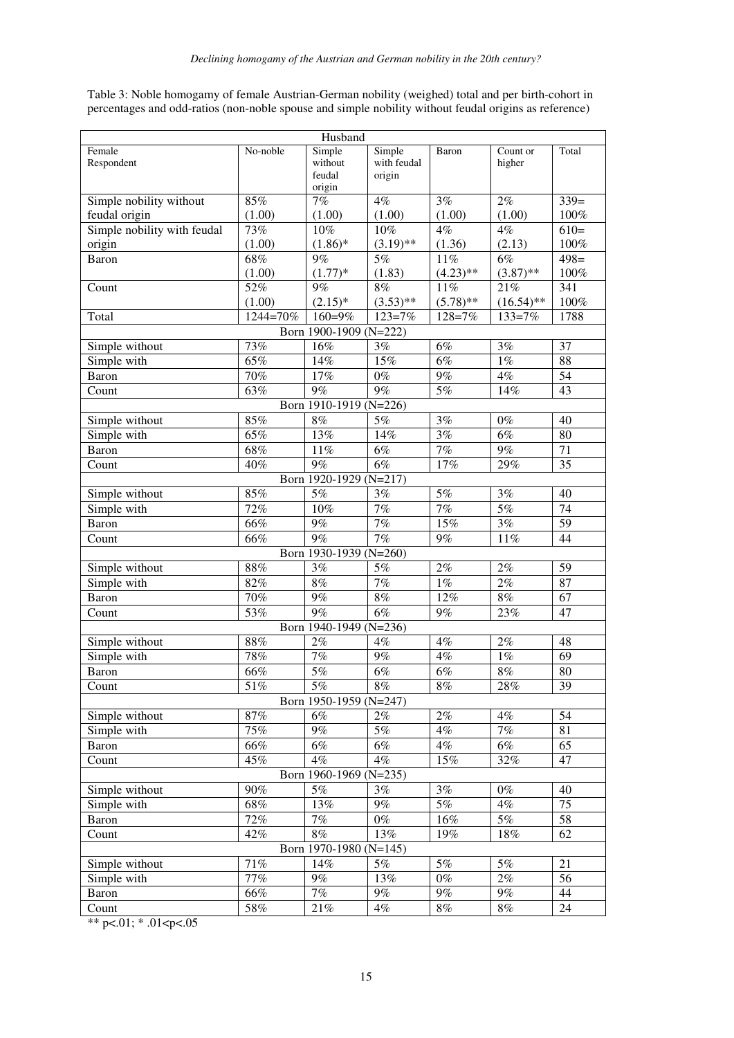Table 3: Noble homogamy of female Austrian-German nobility (weighed) total and per birth-cohort in percentages and odd-ratios (non-noble spouse and simple nobility without feudal origins as reference)

| | Husband | | | | | |
|---|---|---|---|---|---|---|
| Female Respondent | No-noble | Simple without feudal origin | Simple with feudal origin | Baron | Count or higher | Total |
| Simple nobility without feudal origin | 85% (1.00) | 7% (1.00) | 4% (1.00) | 3% (1.00) | 2% (1.00) | 339= 100% |
| Simple nobility with feudal origin | 73% (1.00) | 10% (1.86)* | 10% (3.19)** | 4% (1.36) | 4% (2.13) | 610= 100% |
| Baron | 68% (1.00) | 9% (1.77)* | 5% (1.83) | 11% (4.23)** | 6% (3.87)** | 498= 100% |
| Count | 52% (1.00) | 9% (2.15)* | 8% (3.53)** | 11% (5.78)** | 21% (16.54)** | 341 100% |
| Total | 1244=70% | 160=9% | 123=7% | 128=7% | 133=7% | 1788 |
| Born 1900-1909 (N=222) | | | | | | |
| Simple without | 73% | 16% | 3% | 6% | 3% | 37 |
| Simple with | 65% | 14% | 15% | 6% | 1% | 88 |
| Baron | 70% | 17% | 0% | 9% | 4% | 54 |
| Count | 63% | 9% | 9% | 5% | 14% | 43 |
| Born 1910-1919 (N=226) | | | | | | |
| Simple without | 85% | 8% | 5% | 3% | 0% | 40 |
| Simple with | 65% | 13% | 14% | 3% | 6% | 80 |
| Baron | 68% | 11% | 6% | 7% | 9% | 71 |
| Count | 40% | 9% | 6% | 17% | 29% | 35 |
| Born 1920-1929 (N=217) | | | | | | |
| Simple without | 85% | 5% | 3% | 5% | 3% | 40 |
| Simple with | 72% | 10% | 7% | 7% | 5% | 74 |
| Baron | 66% | 9% | 7% | 15% | 3% | 59 |
| Count | 66% | 9% | 7% | 9% | 11% | 44 |
| Born 1930-1939 (N=260) | | | | | | |
| Simple without | 88% | 3% | 5% | 2% | 2% | 59 |
| Simple with | 82% | 8% | 7% | 1% | 2% | 87 |
| Baron | 70% | 9% | 8% | 12% | 8% | 67 |
| Count | 53% | 9% | 6% | 9% | 23% | 47 |
| Born 1940-1949 (N=236) | | | | | | |
| Simple without | 88% | 2% | 4% | 4% | 2% | 48 |
| Simple with | 78% | 7% | 9% | 4% | 1% | 69 |
| Baron | 66% | 5% | 6% | 6% | 8% | 80 |
| Count | 51% | 5% | 8% | 8% | 28% | 39 |
| Born 1950-1959 (N=247) | | | | | | |
| Simple without | 87% | 6% | 2% | 2% | 4% | 54 |
| Simple with | 75% | 9% | 5% | 4% | 7% | 81 |
| Baron | 66% | 6% | 6% | 4% | 6% | 65 |
| Count | 45% | 4% | 4% | 15% | 32% | 47 |
| Born 1960-1969 (N=235) | | | | | | |
| Simple without | 90% | 5% | 3% | 3% | 0% | 40 |
| Simple with | 68% | 13% | 9% | 5% | 4% | 75 |
| Baron | 72% | 7% | 0% | 16% | 5% | 58 |
| Count | 42% | 8% | 13% | 19% | 18% | 62 |
| Born 1970-1980 (N=145) | | | | | | |
| Simple without | 71% | 14% | 5% | 5% | 5% | 21 |
| Simple with | 77% | 9% | 13% | 0% | 2% | 56 |
| Baron | 66% | 7% | 9% | 9% | 9% | 44 |
| Count | 58% | 21% | 4% | 8% | 8% | 24 |

** p<.01; * .01<p<.05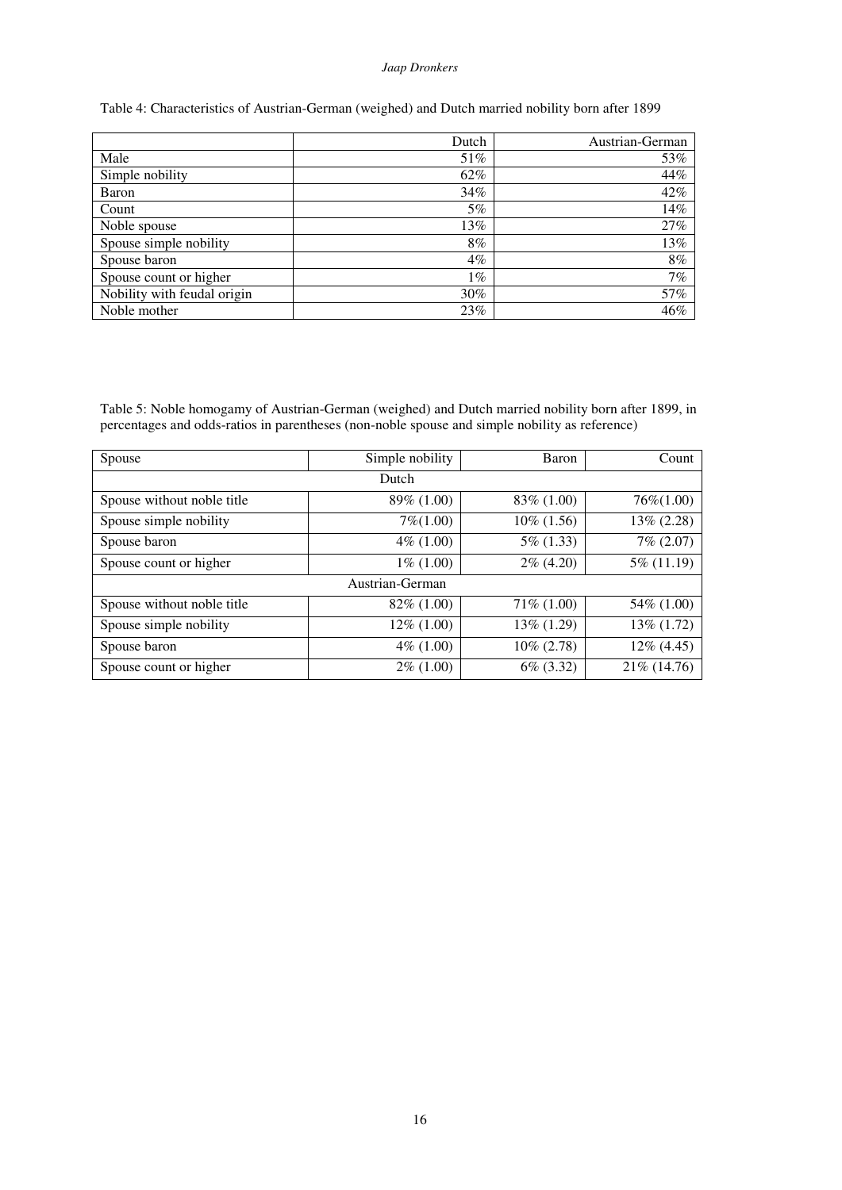Table 4: Characteristics of Austrian-German (weighed) and Dutch married nobility born after 1899

| | Dutch | Austrian-German |
|---|---|---|
| Male | 51% | 53% |
| Simple nobility | 62% | 44% |
| Baron | 34% | 42% |
| Count | 5% | 14% |
| Noble spouse | 13% | 27% |
| Spouse simple nobility | 8% | 13% |
| Spouse baron | 4% | 8% |
| Spouse count or higher | 1% | 7% |
| Nobility with feudal origin | 30% | 57% |
| Noble mother | 23% | 46% |

Table 5: Noble homogamy of Austrian-German (weighed) and Dutch married nobility born after 1899, in percentages and odds-ratios in parentheses (non-noble spouse and simple nobility as reference)

| Spouse | Simple nobility | Baron | Count |
|---|---|---|---|
| Dutch | | | |
| Spouse without noble title | 89% (1.00) | 83% (1.00) | 76%(1.00) |
| Spouse simple nobility | 7%(1.00) | 10% (1.56) | 13% (2.28) |
| Spouse baron | 4% (1.00) | 5% (1.33) | 7% (2.07) |
| Spouse count or higher | 1% (1.00) | 2% (4.20) | 5% (11.19) |
| Austrian-German | | | |
| Spouse without noble title | 82% (1.00) | 71% (1.00) | 54% (1.00) |
| Spouse simple nobility | 12% (1.00) | 13% (1.29) | 13% (1.72) |
| Spouse baron | 4% (1.00) | 10% (2.78) | 12% (4.45) |
| Spouse count or higher | 2% (1.00) | 6% (3.32) | 21% (14.76) |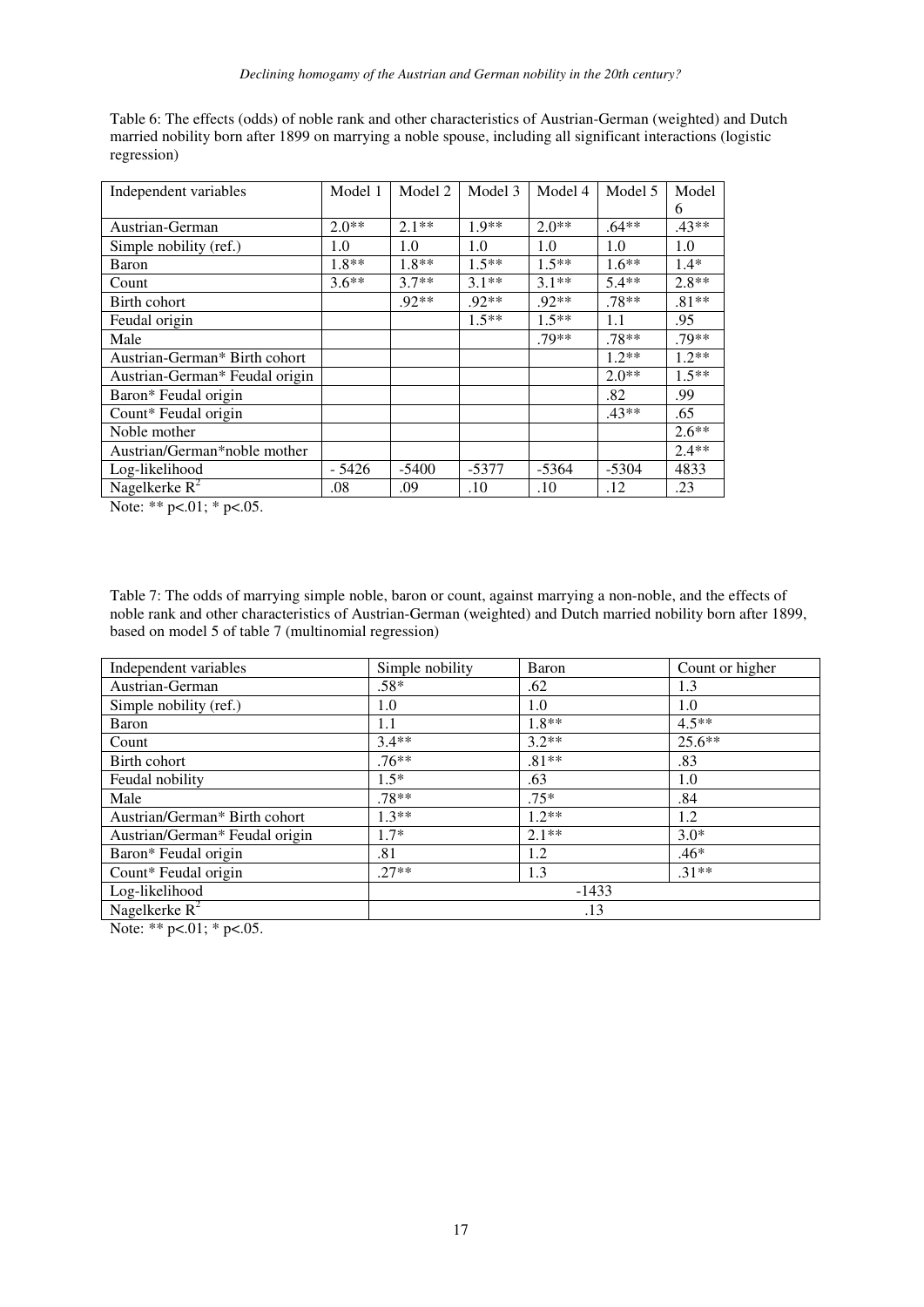Table 6: The effects (odds) of noble rank and other characteristics of Austrian-German (weighted) and Dutch married nobility born after 1899 on marrying a noble spouse, including all significant interactions (logistic regression)

| Independent variables | Model 1 | Model 2 | Model 3 | Model 4 | Model 5 | Model 6 |
|---|---|---|---|---|---|---|
| Austrian-German | 2.0** | 2.1** | 1.9** | 2.0** | .64** | .43** |
| Simple nobility (ref.) | 1.0 | 1.0 | 1.0 | 1.0 | 1.0 | 1.0 |
| Baron | 1.8** | 1.8** | 1.5** | 1.5** | 1.6** | 1.4* |
| Count | 3.6** | 3.7** | 3.1** | 3.1** | 5.4** | 2.8** |
| Birth cohort | | .92** | .92** | .92** | .78** | .81** |
| Feudal origin | | | 1.5** | 1.5** | 1.1 | .95 |
| Male | | | | .79** | .78** | .79** |
| Austrian-German* Birth cohort | | | | | 1.2** | 1.2** |
| Austrian-German* Feudal origin | | | | | 2.0** | 1.5** |
| Baron* Feudal origin | | | | | .82 | .99 |
| Count* Feudal origin | | | | | .43** | .65 |
| Noble mother | | | | | | 2.6** |
| Austrian/German*noble mother | | | | | | 2.4** |
| Log-likelihood | - 5426 | -5400 | -5377 | -5364 | -5304 | 4833 |
| Nagelkerke $R^2$ | .08 | .09 | .10 | .10 | .12 | .23 |

Note: ** p<.01; * p<.05.

Table 7: The odds of marrying simple noble, baron or count, against marrying a non-noble, and the effects of noble rank and other characteristics of Austrian-German (weighted) and Dutch married nobility born after 1899, based on model 5 of table 7 (multinomial regression)

| Independent variables | Simple nobility | Baron | Count or higher |
|---|---|---|---|
| Austrian-German | .58* | .62 | 1.3 |
| Simple nobility (ref.) | 1.0 | 1.0 | 1.0 |
| Baron | 1.1 | 1.8** | 4.5** |
| Count | 3.4** | 3.2** | 25.6** |
| Birth cohort | .76** | .81** | .83 |
| Feudal nobility | 1.5* | .63 | 1.0 |
| Male | .78** | .75* | .84 |
| Austrian/German* Birth cohort | 1.3** | 1.2** | 1.2 |
| Austrian/German* Feudal origin | 1.7* | 2.1** | 3.0* |
| Baron* Feudal origin | .81 | 1.2 | .46* |
| Count* Feudal origin | .27** | 1.3 | .31** |
| Log-likelihood | -1433 | | |
| Nagelkerke $R^2$ | .13 | | |

Note: ** p<.01; * p<.05.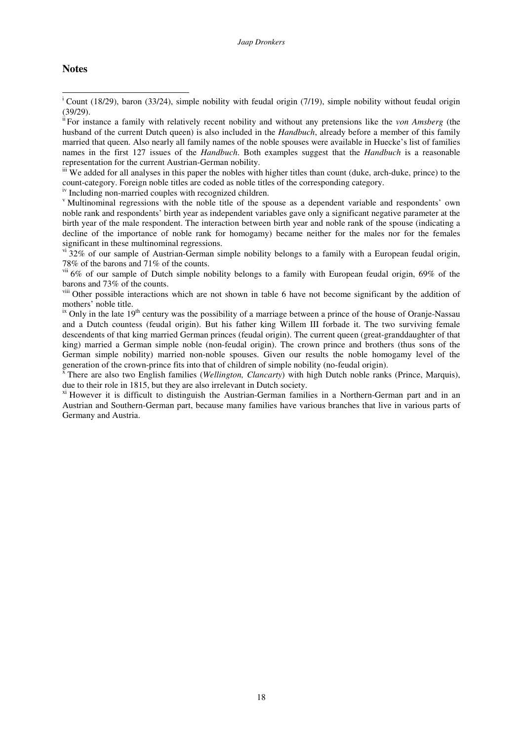## Notes

[i] Count (18/29), baron (33/24), simple nobility with feudal origin (7/19), simple nobility without feudal origin (39/29).

[ii] For instance a family with relatively recent nobility and without any pretensions like the *von Amsberg* (the husband of the current Dutch queen) is also included in the *Handbuch*, already before a member of this family married that queen. Also nearly all family names of the noble spouses were available in Huecke's list of families names in the first 127 issues of the *Handbuch*. Both examples suggest that the *Handbuch* is a reasonable representation for the current Austrian-German nobility.

[iii] We added for all analyses in this paper the nobles with higher titles than count (duke, arch-duke, prince) to the count-category. Foreign noble titles are coded as noble titles of the corresponding category.

[iv] Including non-married couples with recognized children.

[v] Multinominal regressions with the noble title of the spouse as a dependent variable and respondents' own noble rank and respondents' birth year as independent variables gave only a significant negative parameter at the birth year of the male respondent. The interaction between birth year and noble rank of the spouse (indicating a decline of the importance of noble rank for homogamy) became neither for the males nor for the females significant in these multinominal regressions.

[vi] 32% of our sample of Austrian-German simple nobility belongs to a family with a European feudal origin, 78% of the barons and 71% of the counts.

[vii] 6% of our sample of Dutch simple nobility belongs to a family with European feudal origin, 69% of the barons and 73% of the counts.

[viii] Other possible interactions which are not shown in table 6 have not become significant by the addition of mothers' noble title.

[ix] Only in the late 19$^{th}$ century was the possibility of a marriage between a prince of the house of Oranje-Nassau and a Dutch countess (feudal origin). But his father king Willem III forbade it. The two surviving female descendents of that king married German princes (feudal origin). The current queen (great-granddaughter of that king) married a German simple noble (non-feudal origin). The crown prince and brothers (thus sons of the German simple nobility) married non-noble spouses. Given our results the noble homogamy level of the generation of the crown-prince fits into that of children of simple nobility (no-feudal origin).

[x] There are also two English families (*Wellington, Clancarty*) with high Dutch noble ranks (Prince, Marquis), due to their role in 1815, but they are also irrelevant in Dutch society.

[xi] However it is difficult to distinguish the Austrian-German families in a Northern-German part and in an Austrian and Southern-German part, because many families have various branches that live in various parts of Germany and Austria.